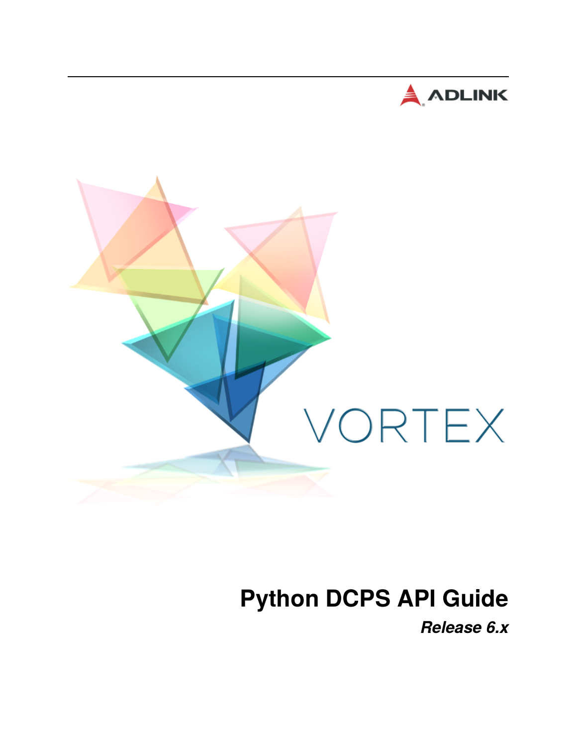ADLINK

VORTEX

# Python DCPS API Guide

***Release 6.x***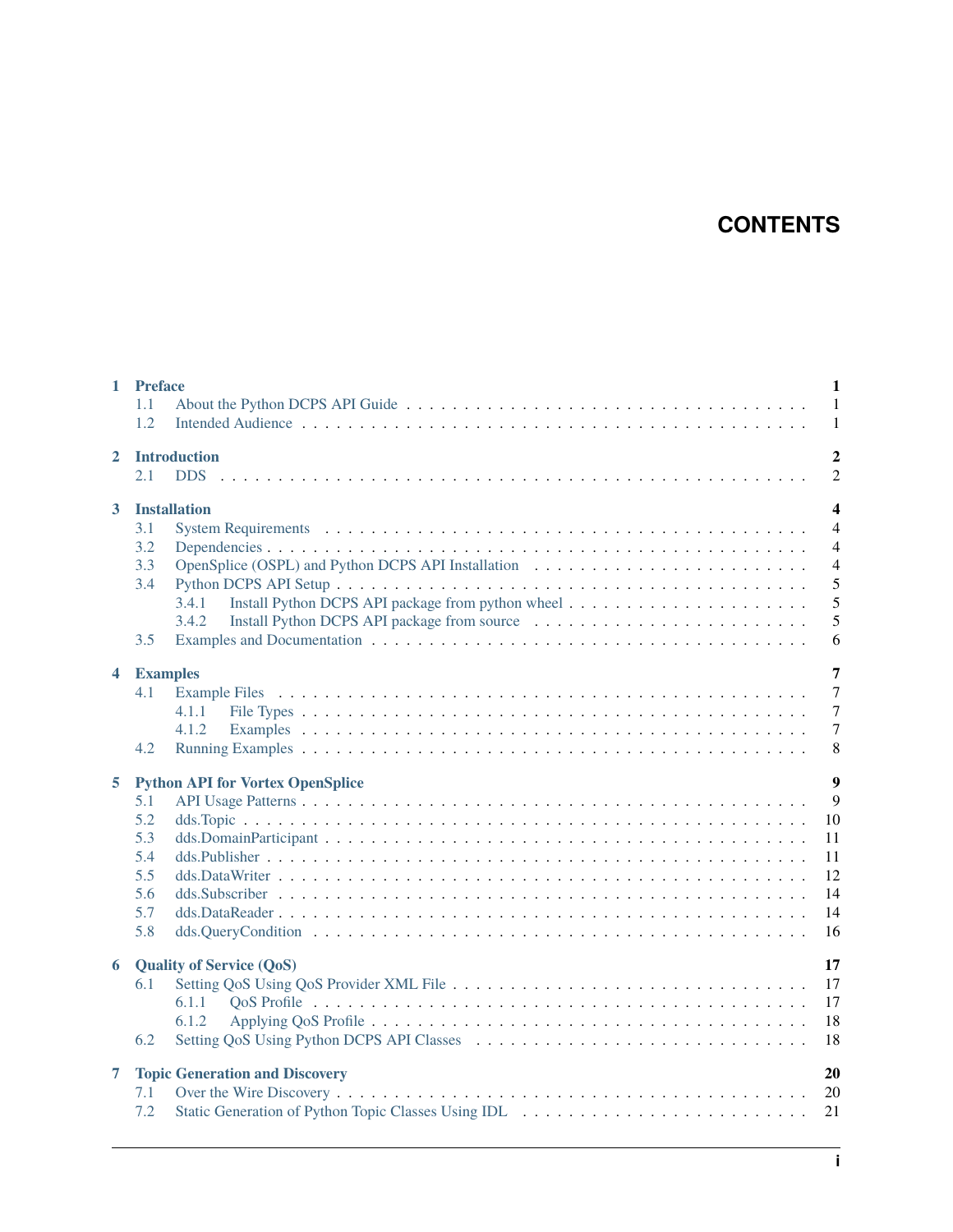# CONTENTS

- **1 Preface** — 1
  - 1.1 About the Python DCPS API Guide — 1
  - 1.2 Intended Audience — 1
- **2 Introduction** — 2
  - 2.1 DDS — 2
- **3 Installation** — 4
  - 3.1 System Requirements — 4
  - 3.2 Dependencies — 4
  - 3.3 OpenSplice (OSPL) and Python DCPS API Installation — 4
  - 3.4 Python DCPS API Setup — 5
    - 3.4.1 Install Python DCPS API package from python wheel — 5
    - 3.4.2 Install Python DCPS API package from source — 5
  - 3.5 Examples and Documentation — 6
- **4 Examples** — 7
  - 4.1 Example Files — 7
    - 4.1.1 File Types — 7
    - 4.1.2 Examples — 7
  - 4.2 Running Examples — 8
- **5 Python API for Vortex OpenSplice** — 9
  - 5.1 API Usage Patterns — 9
  - 5.2 dds.Topic — 10
  - 5.3 dds.DomainParticipant — 11
  - 5.4 dds.Publisher — 11
  - 5.5 dds.DataWriter — 12
  - 5.6 dds.Subscriber — 14
  - 5.7 dds.DataReader — 14
  - 5.8 dds.QueryCondition — 16
- **6 Quality of Service (QoS)** — 17
  - 6.1 Setting QoS Using QoS Provider XML File — 17
    - 6.1.1 QoS Profile — 17
    - 6.1.2 Applying QoS Profile — 18
  - 6.2 Setting QoS Using Python DCPS API Classes — 18
- **7 Topic Generation and Discovery** — 20
  - 7.1 Over the Wire Discovery — 20
  - 7.2 Static Generation of Python Topic Classes Using IDL — 21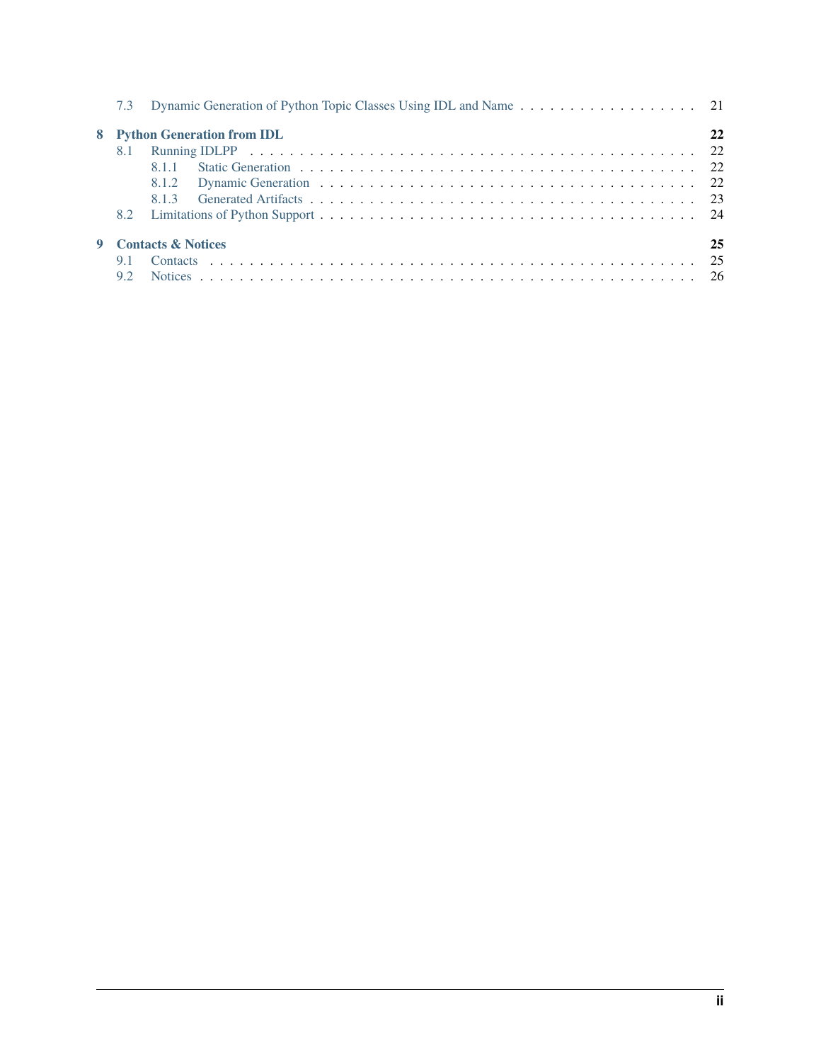7.3 Dynamic Generation of Python Topic Classes Using IDL and Name . . . . . . . . . . . . . . . . . . . 21

**8 Python Generation from IDL** **22**

8.1 Running IDLPP . . . . . . . . . . . . . . . . . . . . . . . . . . . . . . . . . . . . . . . . . . 22

8.1.1 Static Generation . . . . . . . . . . . . . . . . . . . . . . . . . . . . . . . . . . . . . 22

8.1.2 Dynamic Generation . . . . . . . . . . . . . . . . . . . . . . . . . . . . . . . . . . . 22

8.1.3 Generated Artifacts . . . . . . . . . . . . . . . . . . . . . . . . . . . . . . . . . . . . 23

8.2 Limitations of Python Support . . . . . . . . . . . . . . . . . . . . . . . . . . . . . . . . . 24

**9 Contacts & Notices** **25**

9.1 Contacts . . . . . . . . . . . . . . . . . . . . . . . . . . . . . . . . . . . . . . . . . . . . 25

9.2 Notices . . . . . . . . . . . . . . . . . . . . . . . . . . . . . . . . . . . . . . . . . . . . 26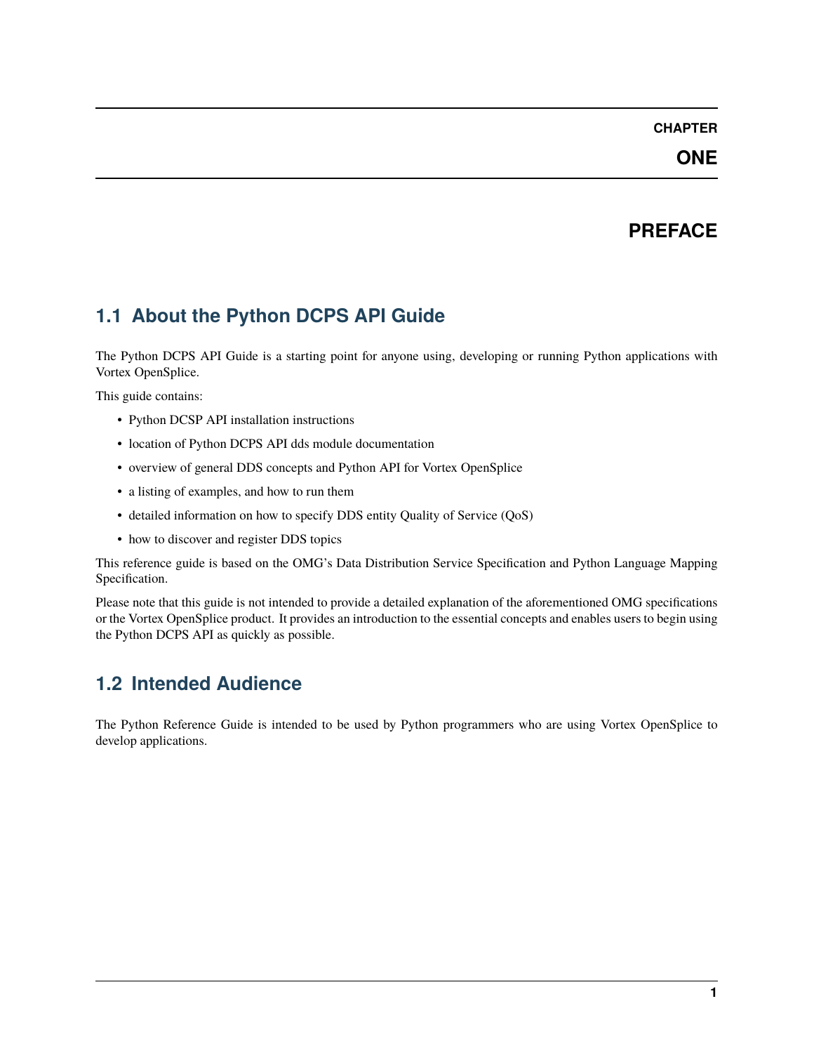# CHAPTER ONE

# PREFACE

## 1.1 About the Python DCPS API Guide

The Python DCPS API Guide is a starting point for anyone using, developing or running Python applications with Vortex OpenSplice.

This guide contains:

- Python DCSP API installation instructions
- location of Python DCPS API dds module documentation
- overview of general DDS concepts and Python API for Vortex OpenSplice
- a listing of examples, and how to run them
- detailed information on how to specify DDS entity Quality of Service (QoS)
- how to discover and register DDS topics

This reference guide is based on the OMG's Data Distribution Service Specification and Python Language Mapping Specification.

Please note that this guide is not intended to provide a detailed explanation of the aforementioned OMG specifications or the Vortex OpenSplice product. It provides an introduction to the essential concepts and enables users to begin using the Python DCPS API as quickly as possible.

## 1.2 Intended Audience

The Python Reference Guide is intended to be used by Python programmers who are using Vortex OpenSplice to develop applications.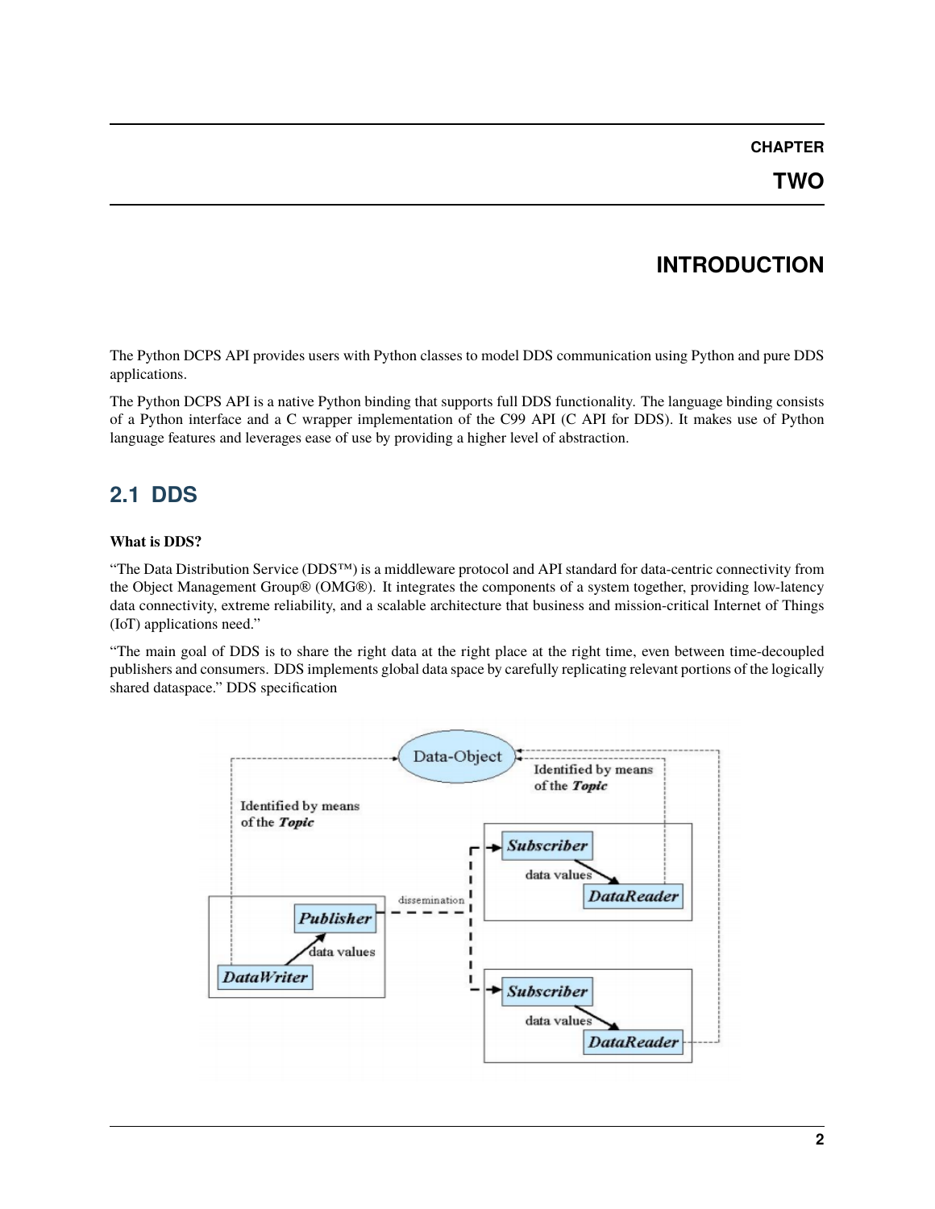#### CHAPTER

### TWO

# INTRODUCTION

The Python DCPS API provides users with Python classes to model DDS communication using Python and pure DDS applications.

The Python DCPS API is a native Python binding that supports full DDS functionality. The language binding consists of a Python interface and a C wrapper implementation of the C99 API (C API for DDS). It makes use of Python language features and leverages ease of use by providing a higher level of abstraction.

## 2.1 DDS

**What is DDS?**

“The Data Distribution Service (DDS™) is a middleware protocol and API standard for data-centric connectivity from the Object Management Group® (OMG®). It integrates the components of a system together, providing low-latency data connectivity, extreme reliability, and a scalable architecture that business and mission-critical Internet of Things (IoT) applications need.”

“The main goal of DDS is to share the right data at the right place at the right time, even between time-decoupled publishers and consumers. DDS implements global data space by carefully replicating relevant portions of the logically shared dataspace.” DDS specification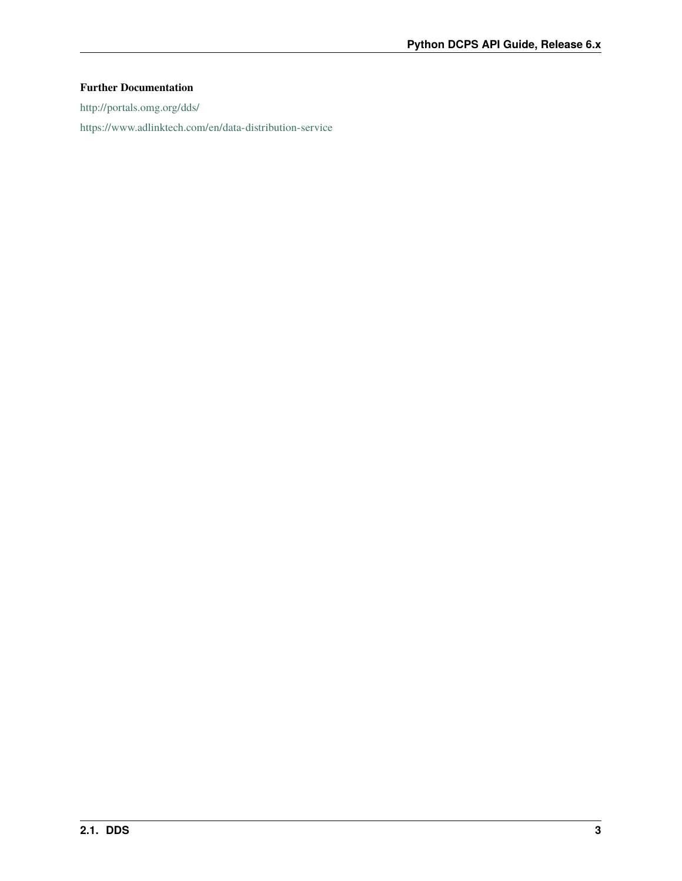**Further Documentation**

http://portals.omg.org/dds/

https://www.adlinktech.com/en/data-distribution-service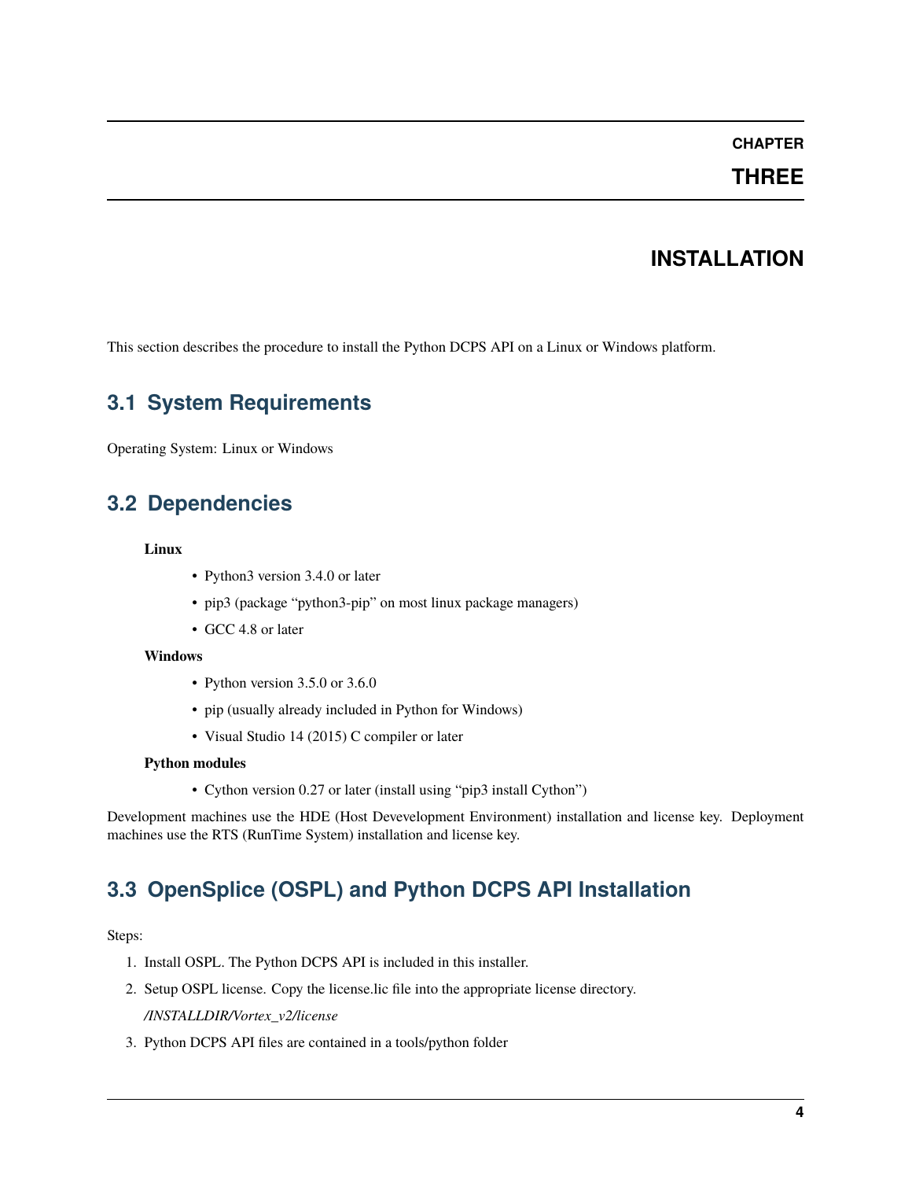# CHAPTER THREE

# INSTALLATION

This section describes the procedure to install the Python DCPS API on a Linux or Windows platform.

## 3.1 System Requirements

Operating System: Linux or Windows

## 3.2 Dependencies

**Linux**

- Python3 version 3.4.0 or later
- pip3 (package "python3-pip" on most linux package managers)
- GCC 4.8 or later

**Windows**

- Python version 3.5.0 or 3.6.0
- pip (usually already included in Python for Windows)
- Visual Studio 14 (2015) C compiler or later

**Python modules**

- Cython version 0.27 or later (install using "pip3 install Cython")

Development machines use the HDE (Host Devevelopment Environment) installation and license key. Deployment machines use the RTS (RunTime System) installation and license key.

## 3.3 OpenSplice (OSPL) and Python DCPS API Installation

Steps:

1. Install OSPL. The Python DCPS API is included in this installer.
2. Setup OSPL license. Copy the license.lic file into the appropriate license directory.

   */INSTALLDIR/Vortex_v2/license*
3. Python DCPS API files are contained in a tools/python folder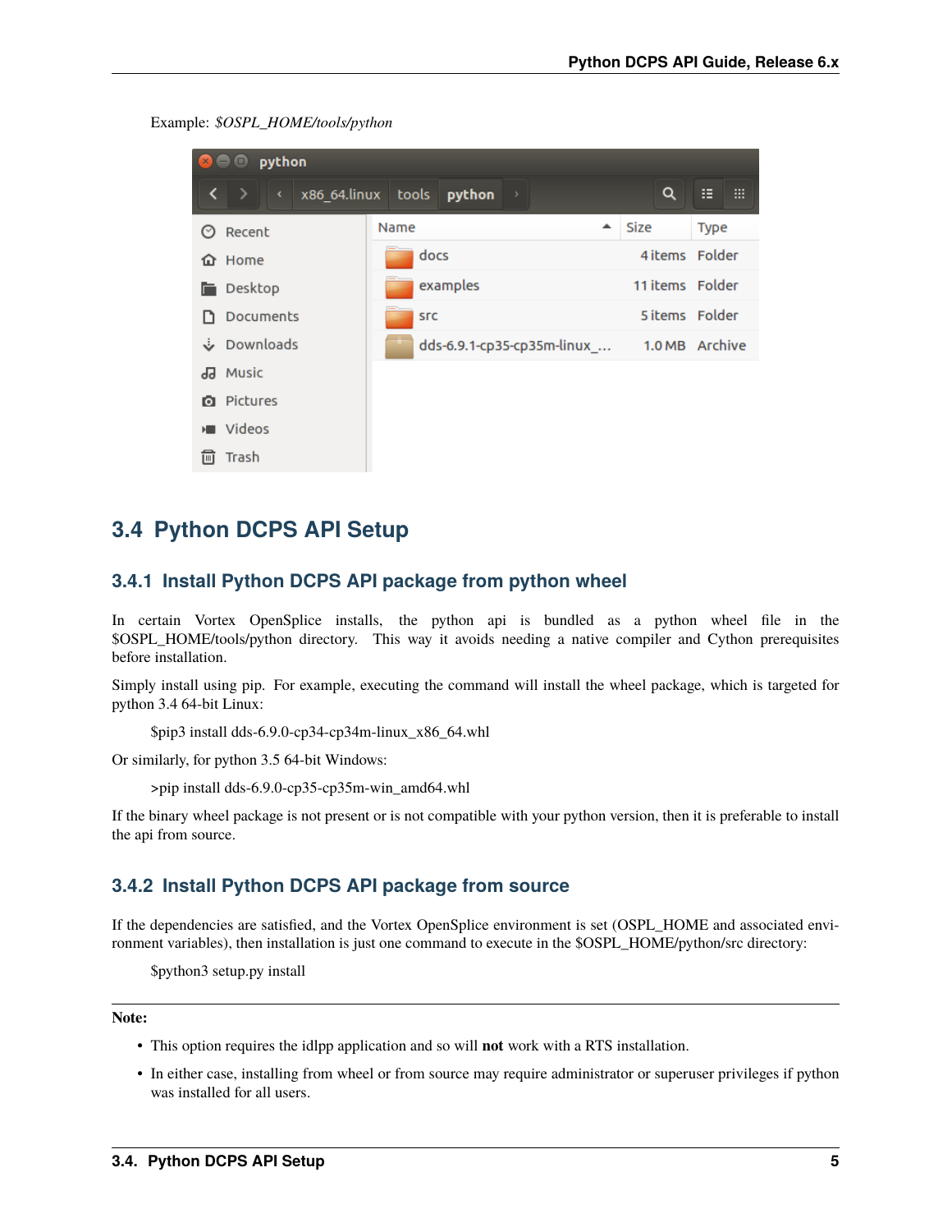Example: *$OSPL_HOME/tools/python*

## 3.4 Python DCPS API Setup

### 3.4.1 Install Python DCPS API package from python wheel

In certain Vortex OpenSplice installs, the python api is bundled as a python wheel file in the $OSPL_HOME/tools/python directory. This way it avoids needing a native compiler and Cython prerequisites before installation.

Simply install using pip. For example, executing the command will install the wheel package, which is targeted for python 3.4 64-bit Linux:

```
$pip3 install dds-6.9.0-cp34-cp34m-linux_x86_64.whl
```

Or similarly, for python 3.5 64-bit Windows:

```
>pip install dds-6.9.0-cp35-cp35m-win_amd64.whl
```

If the binary wheel package is not present or is not compatible with your python version, then it is preferable to install the api from source.

### 3.4.2 Install Python DCPS API package from source

If the dependencies are satisfied, and the Vortex OpenSplice environment is set (OSPL_HOME and associated environment variables), then installation is just one command to execute in the $OSPL_HOME/python/src directory:

```
$python3 setup.py install
```

**Note:**

- This option requires the idlpp application and so will **not** work with a RTS installation.
- In either case, installing from wheel or from source may require administrator or superuser privileges if python was installed for all users.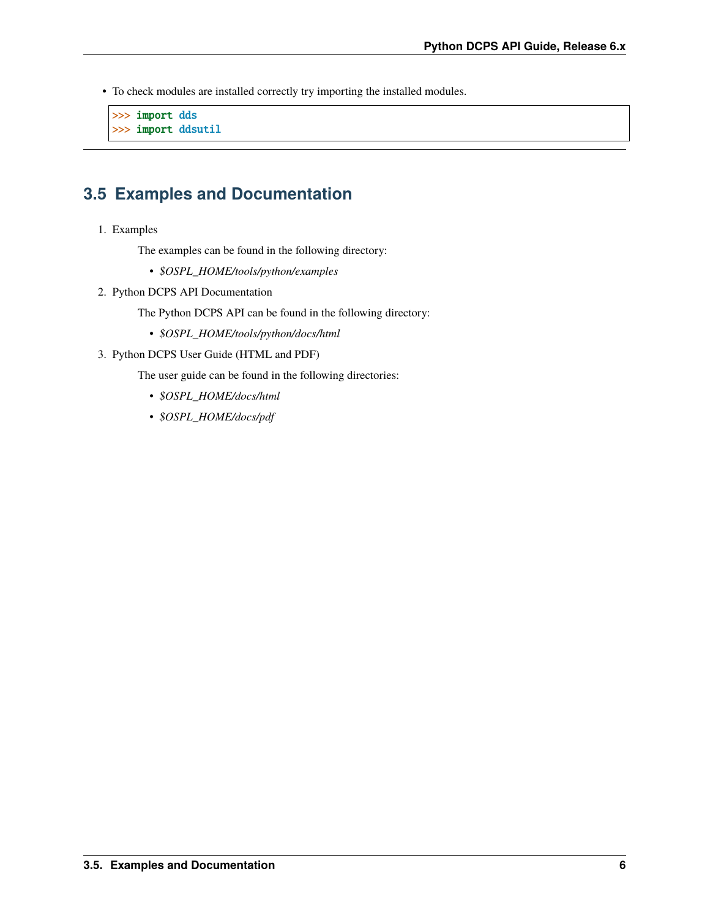- To check modules are installed correctly try importing the installed modules.

```
>>> import dds
>>> import ddsutil
```

## 3.5 Examples and Documentation

1. Examples

   The examples can be found in the following directory:

   - *$OSPL_HOME/tools/python/examples*

2. Python DCPS API Documentation

   The Python DCPS API can be found in the following directory:

   - *$OSPL_HOME/tools/python/docs/html*

3. Python DCPS User Guide (HTML and PDF)

   The user guide can be found in the following directories:

   - *$OSPL_HOME/docs/html*
   - *$OSPL_HOME/docs/pdf*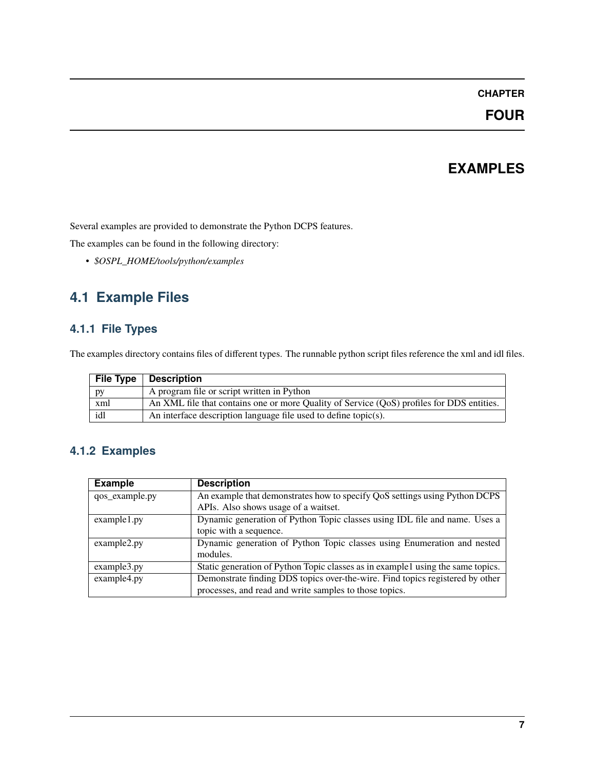# CHAPTER FOUR

# EXAMPLES

Several examples are provided to demonstrate the Python DCPS features.

The examples can be found in the following directory:

- *$OSPL_HOME/tools/python/examples*

## 4.1 Example Files

### 4.1.1 File Types

The examples directory contains files of different types. The runnable python script files reference the xml and idl files.

| File Type | Description |
|---|---|
| py | A program file or script written in Python |
| xml | An XML file that contains one or more Quality of Service (QoS) profiles for DDS entities. |
| idl | An interface description language file used to define topic(s). |

### 4.1.2 Examples

| Example | Description |
|---|---|
| qos_example.py | An example that demonstrates how to specify QoS settings using Python DCPS APIs. Also shows usage of a waitset. |
| example1.py | Dynamic generation of Python Topic classes using IDL file and name. Uses a topic with a sequence. |
| example2.py | Dynamic generation of Python Topic classes using Enumeration and nested modules. |
| example3.py | Static generation of Python Topic classes as in example1 using the same topics. |
| example4.py | Demonstrate finding DDS topics over-the-wire. Find topics registered by other processes, and read and write samples to those topics. |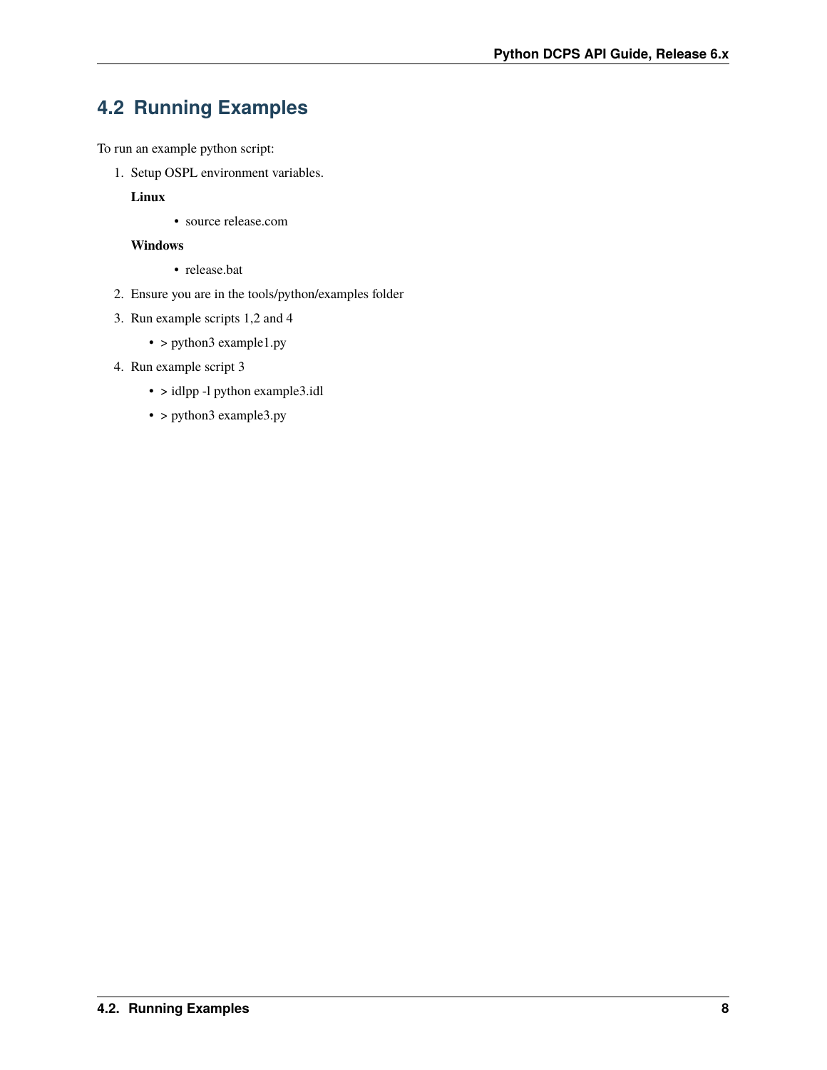## 4.2 Running Examples

To run an example python script:

1. Setup OSPL environment variables.

   **Linux**

   - source release.com

   **Windows**

   - release.bat

2. Ensure you are in the tools/python/examples folder
3. Run example scripts 1,2 and 4
   - > python3 example1.py
4. Run example script 3
   - > idlpp -l python example3.idl
   - > python3 example3.py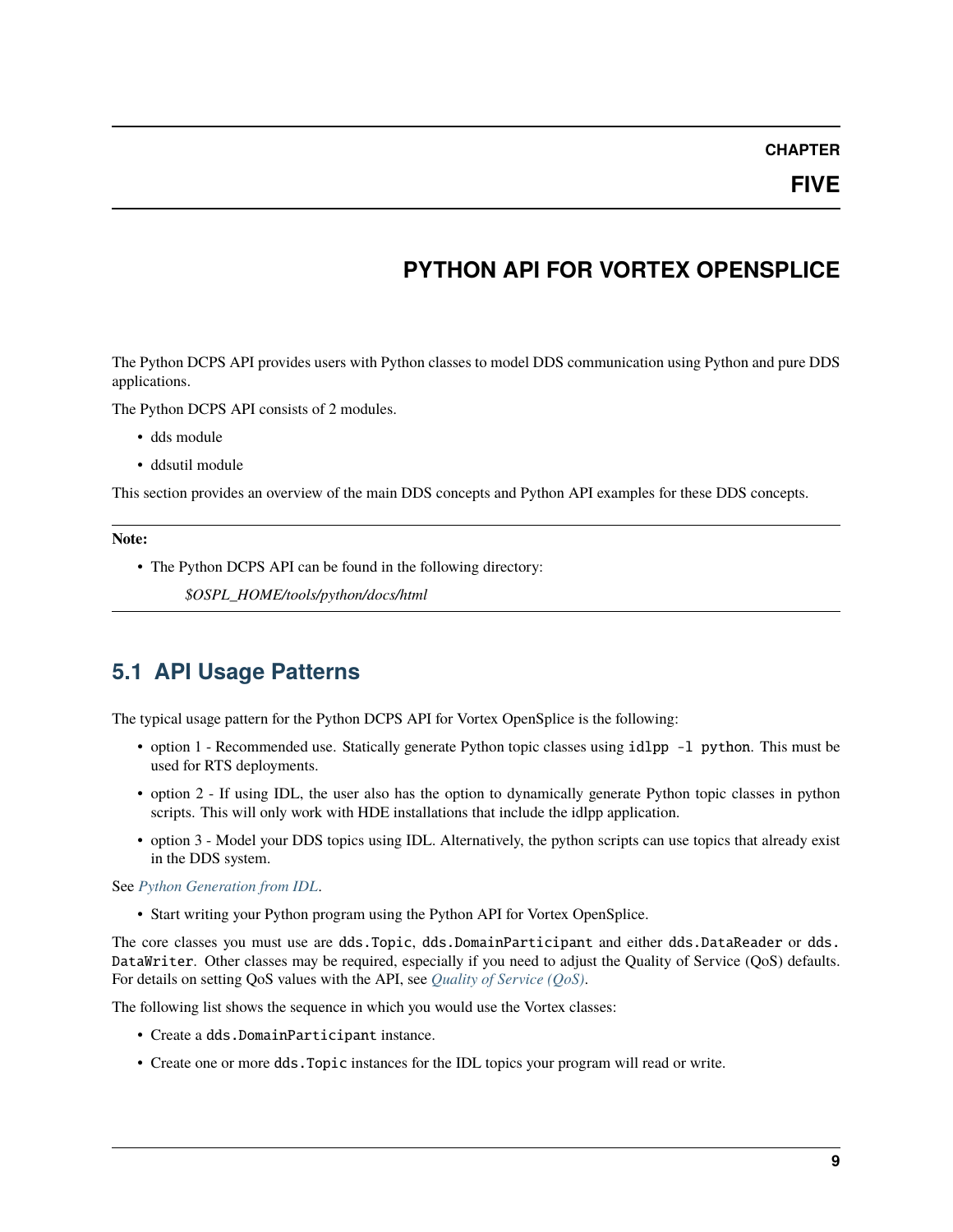# CHAPTER FIVE

# PYTHON API FOR VORTEX OPENSPLICE

The Python DCPS API provides users with Python classes to model DDS communication using Python and pure DDS applications.

The Python DCPS API consists of 2 modules.

- dds module
- ddsutil module

This section provides an overview of the main DDS concepts and Python API examples for these DDS concepts.

---

**Note:**

- The Python DCPS API can be found in the following directory:

  *$OSPL_HOME/tools/python/docs/html*

---

## 5.1 API Usage Patterns

The typical usage pattern for the Python DCPS API for Vortex OpenSplice is the following:

- option 1 - Recommended use. Statically generate Python topic classes using `idlpp -l python`. This must be used for RTS deployments.
- option 2 - If using IDL, the user also has the option to dynamically generate Python topic classes in python scripts. This will only work with HDE installations that include the idlpp application.
- option 3 - Model your DDS topics using IDL. Alternatively, the python scripts can use topics that already exist in the DDS system.

See *Python Generation from IDL*.

- Start writing your Python program using the Python API for Vortex OpenSplice.

The core classes you must use are `dds.Topic`, `dds.DomainParticipant` and either `dds.DataReader` or `dds.DataWriter`. Other classes may be required, especially if you need to adjust the Quality of Service (QoS) defaults. For details on setting QoS values with the API, see *Quality of Service (QoS)*.

The following list shows the sequence in which you would use the Vortex classes:

- Create a `dds.DomainParticipant` instance.
- Create one or more `dds.Topic` instances for the IDL topics your program will read or write.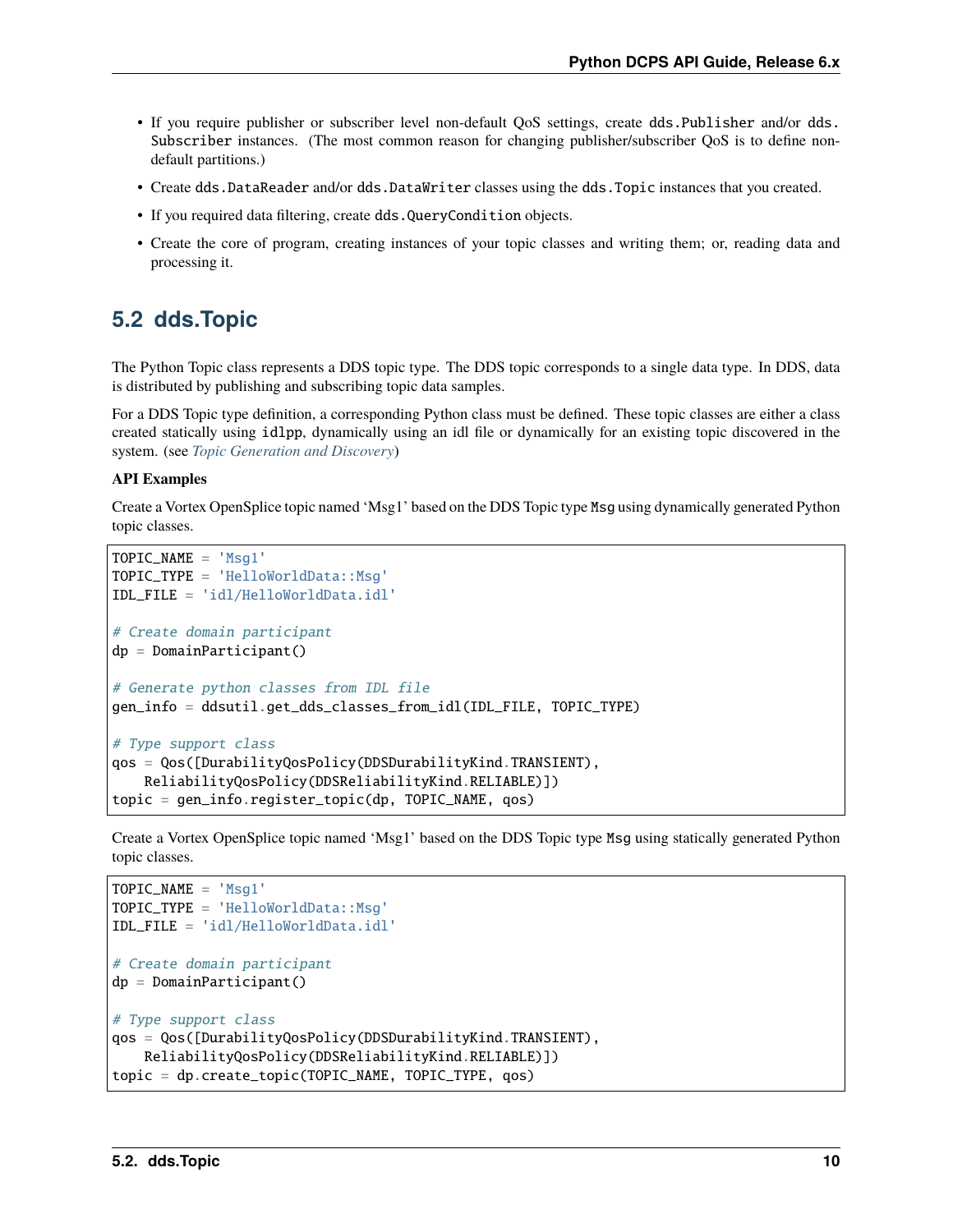- If you require publisher or subscriber level non-default QoS settings, create `dds.Publisher` and/or `dds.Subscriber` instances. (The most common reason for changing publisher/subscriber QoS is to define non-default partitions.)
- Create `dds.DataReader` and/or `dds.DataWriter` classes using the `dds.Topic` instances that you created.
- If you required data filtering, create `dds.QueryCondition` objects.
- Create the core of program, creating instances of your topic classes and writing them; or, reading data and processing it.

## 5.2 dds.Topic

The Python Topic class represents a DDS topic type. The DDS topic corresponds to a single data type. In DDS, data is distributed by publishing and subscribing topic data samples.

For a DDS Topic type definition, a corresponding Python class must be defined. These topic classes are either a class created statically using `idlpp`, dynamically using an idl file or dynamically for an existing topic discovered in the system. (see *Topic Generation and Discovery*)

**API Examples**

Create a Vortex OpenSplice topic named 'Msg1' based on the DDS Topic type `Msg` using dynamically generated Python topic classes.

```
TOPIC_NAME = 'Msg1'
TOPIC_TYPE = 'HelloWorldData::Msg'
IDL_FILE = 'idl/HelloWorldData.idl'

# Create domain participant
dp = DomainParticipant()

# Generate python classes from IDL file
gen_info = ddsutil.get_dds_classes_from_idl(IDL_FILE, TOPIC_TYPE)

# Type support class
qos = Qos([DurabilityQosPolicy(DDSDurabilityKind.TRANSIENT),
    ReliabilityQosPolicy(DDSReliabilityKind.RELIABLE)])
topic = gen_info.register_topic(dp, TOPIC_NAME, qos)
```

Create a Vortex OpenSplice topic named 'Msg1' based on the DDS Topic type `Msg` using statically generated Python topic classes.

```
TOPIC_NAME = 'Msg1'
TOPIC_TYPE = 'HelloWorldData::Msg'
IDL_FILE = 'idl/HelloWorldData.idl'

# Create domain participant
dp = DomainParticipant()

# Type support class
qos = Qos([DurabilityQosPolicy(DDSDurabilityKind.TRANSIENT),
    ReliabilityQosPolicy(DDSReliabilityKind.RELIABLE)])
topic = dp.create_topic(TOPIC_NAME, TOPIC_TYPE, qos)
```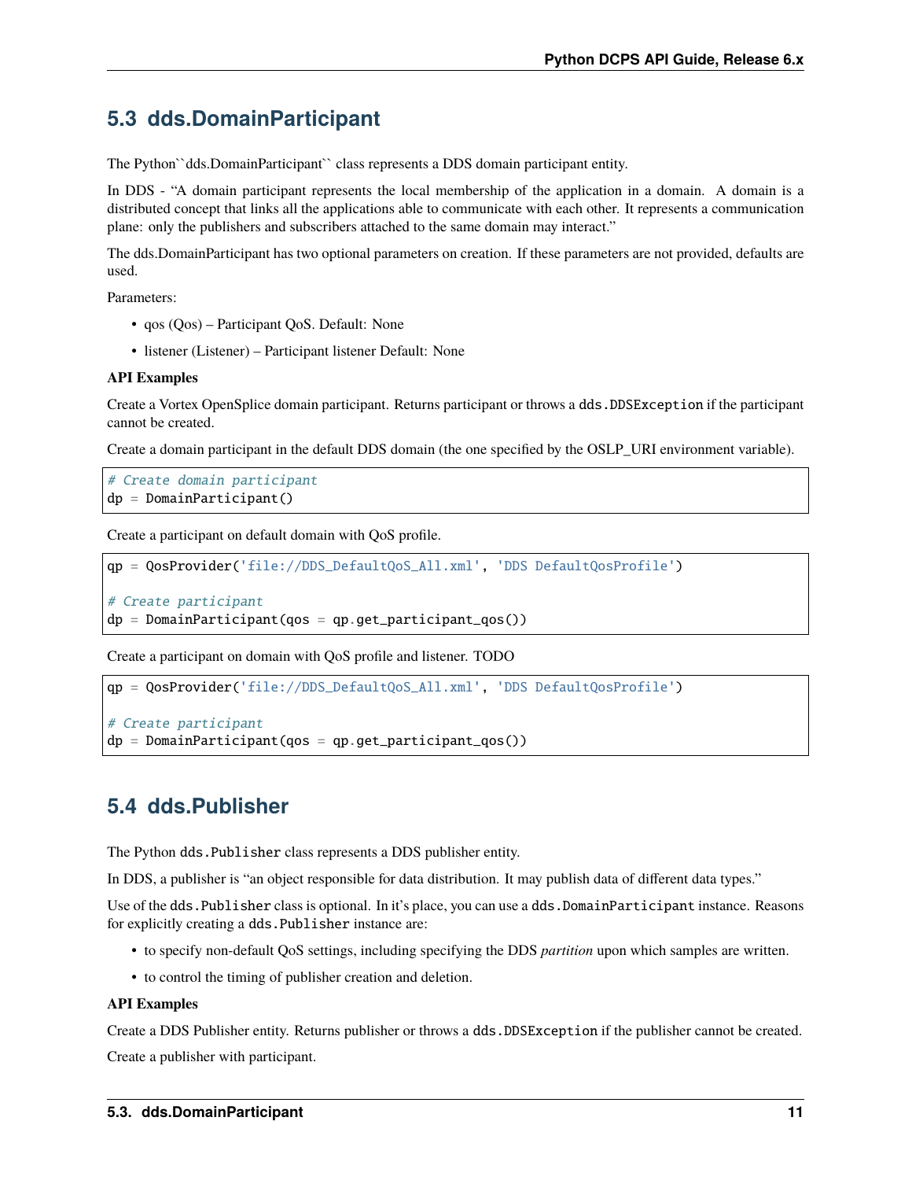## 5.3 dds.DomainParticipant

The Python``dds.DomainParticipant`` class represents a DDS domain participant entity.

In DDS - "A domain participant represents the local membership of the application in a domain. A domain is a distributed concept that links all the applications able to communicate with each other. It represents a communication plane: only the publishers and subscribers attached to the same domain may interact."

The dds.DomainParticipant has two optional parameters on creation. If these parameters are not provided, defaults are used.

Parameters:

- qos (Qos) – Participant QoS. Default: None
- listener (Listener) – Participant listener Default: None

**API Examples**

Create a Vortex OpenSplice domain participant. Returns participant or throws a `dds.DDSException` if the participant cannot be created.

Create a domain participant in the default DDS domain (the one specified by the OSLP_URI environment variable).

```
# Create domain participant
dp = DomainParticipant()
```

Create a participant on default domain with QoS profile.

```
qp = QosProvider('file://DDS_DefaultQoS_All.xml', 'DDS DefaultQosProfile')

# Create participant
dp = DomainParticipant(qos = qp.get_participant_qos())
```

Create a participant on domain with QoS profile and listener. TODO

```
qp = QosProvider('file://DDS_DefaultQoS_All.xml', 'DDS DefaultQosProfile')

# Create participant
dp = DomainParticipant(qos = qp.get_participant_qos())
```

## 5.4 dds.Publisher

The Python `dds.Publisher` class represents a DDS publisher entity.

In DDS, a publisher is "an object responsible for data distribution. It may publish data of different data types."

Use of the `dds.Publisher` class is optional. In it's place, you can use a `dds.DomainParticipant` instance. Reasons for explicitly creating a `dds.Publisher` instance are:

- to specify non-default QoS settings, including specifying the DDS *partition* upon which samples are written.
- to control the timing of publisher creation and deletion.

**API Examples**

Create a DDS Publisher entity. Returns publisher or throws a `dds.DDSException` if the publisher cannot be created.

Create a publisher with participant.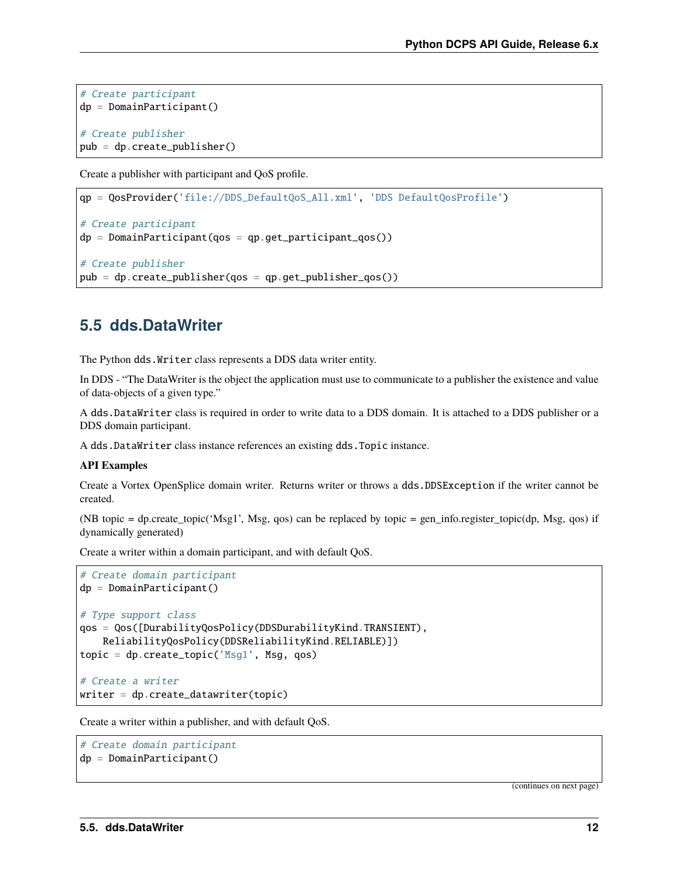```python
# Create participant
dp = DomainParticipant()

# Create publisher
pub = dp.create_publisher()
```

Create a publisher with participant and QoS profile.

```python
qp = QosProvider('file://DDS_DefaultQoS_All.xml', 'DDS DefaultQosProfile')

# Create participant
dp = DomainParticipant(qos = qp.get_participant_qos())

# Create publisher
pub = dp.create_publisher(qos = qp.get_publisher_qos())
```

## 5.5 dds.DataWriter

The Python `dds.Writer` class represents a DDS data writer entity.

In DDS - "The DataWriter is the object the application must use to communicate to a publisher the existence and value of data-objects of a given type."

A `dds.DataWriter` class is required in order to write data to a DDS domain. It is attached to a DDS publisher or a DDS domain participant.

A `dds.DataWriter` class instance references an existing `dds.Topic` instance.

**API Examples**

Create a Vortex OpenSplice domain writer. Returns writer or throws a `dds.DDSException` if the writer cannot be created.

(NB topic = dp.create_topic('Msg1', Msg, qos) can be replaced by topic = gen_info.register_topic(dp, Msg, qos) if dynamically generated)

Create a writer within a domain participant, and with default QoS.

```python
# Create domain participant
dp = DomainParticipant()

# Type support class
qos = Qos([DurabilityQosPolicy(DDSDurabilityKind.TRANSIENT),
    ReliabilityQosPolicy(DDSReliabilityKind.RELIABLE)])
topic = dp.create_topic('Msg1', Msg, qos)

# Create a writer
writer = dp.create_datawriter(topic)
```

Create a writer within a publisher, and with default QoS.

```python
# Create domain participant
dp = DomainParticipant()
```

(continues on next page)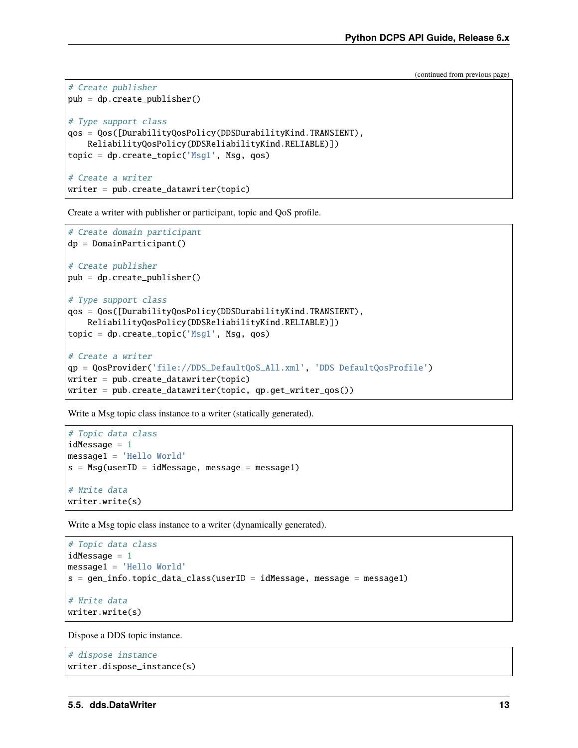(continued from previous page)

```
# Create publisher
pub = dp.create_publisher()

# Type support class
qos = Qos([DurabilityQosPolicy(DDSDurabilityKind.TRANSIENT),
    ReliabilityQosPolicy(DDSReliabilityKind.RELIABLE)])
topic = dp.create_topic('Msg1', Msg, qos)

# Create a writer
writer = pub.create_datawriter(topic)
```

Create a writer with publisher or participant, topic and QoS profile.

```
# Create domain participant
dp = DomainParticipant()

# Create publisher
pub = dp.create_publisher()

# Type support class
qos = Qos([DurabilityQosPolicy(DDSDurabilityKind.TRANSIENT),
    ReliabilityQosPolicy(DDSReliabilityKind.RELIABLE)])
topic = dp.create_topic('Msg1', Msg, qos)

# Create a writer
qp = QosProvider('file://DDS_DefaultQoS_All.xml', 'DDS DefaultQosProfile')
writer = pub.create_datawriter(topic)
writer = pub.create_datawriter(topic, qp.get_writer_qos())
```

Write a Msg topic class instance to a writer (statically generated).

```
# Topic data class
idMessage = 1
message1 = 'Hello World'
s = Msg(userID = idMessage, message = message1)

# Write data
writer.write(s)
```

Write a Msg topic class instance to a writer (dynamically generated).

```
# Topic data class
idMessage = 1
message1 = 'Hello World'
s = gen_info.topic_data_class(userID = idMessage, message = message1)

# Write data
writer.write(s)
```

Dispose a DDS topic instance.

```
# dispose instance
writer.dispose_instance(s)
```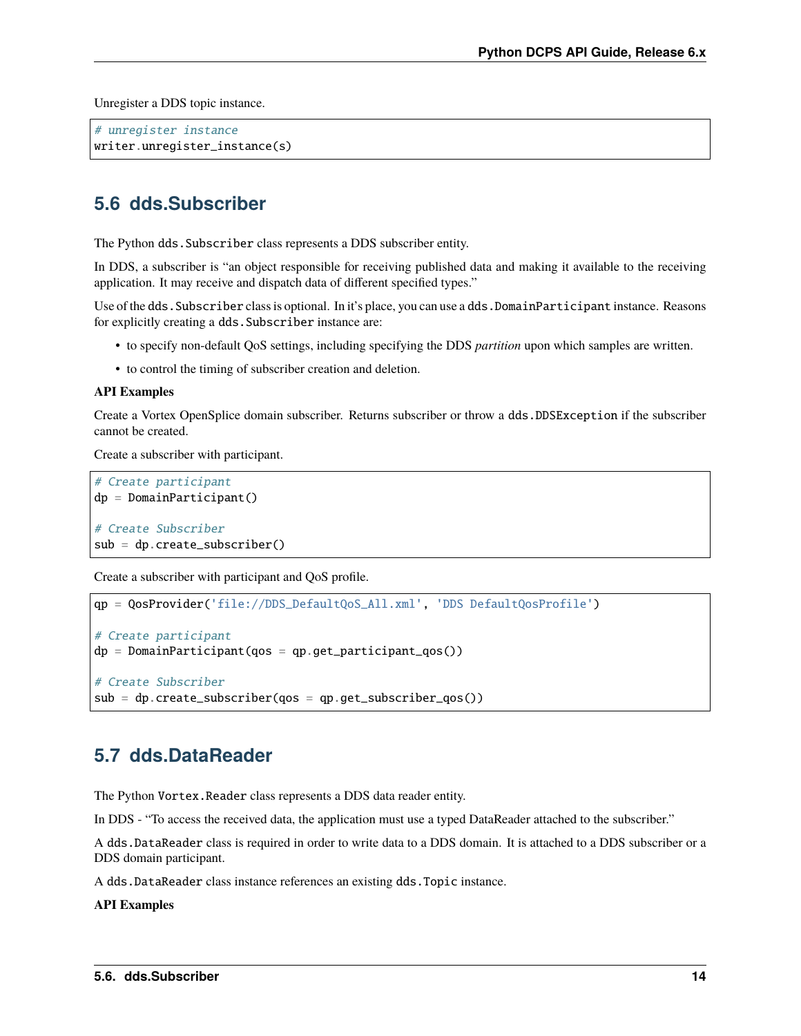Unregister a DDS topic instance.

```
# unregister instance
writer.unregister_instance(s)
```

## 5.6 dds.Subscriber

The Python `dds.Subscriber` class represents a DDS subscriber entity.

In DDS, a subscriber is "an object responsible for receiving published data and making it available to the receiving application. It may receive and dispatch data of different specified types."

Use of the `dds.Subscriber` class is optional. In it's place, you can use a `dds.DomainParticipant` instance. Reasons for explicitly creating a `dds.Subscriber` instance are:

- to specify non-default QoS settings, including specifying the DDS *partition* upon which samples are written.
- to control the timing of subscriber creation and deletion.

**API Examples**

Create a Vortex OpenSplice domain subscriber. Returns subscriber or throw a `dds.DDSException` if the subscriber cannot be created.

Create a subscriber with participant.

```
# Create participant
dp = DomainParticipant()

# Create Subscriber
sub = dp.create_subscriber()
```

Create a subscriber with participant and QoS profile.

```
qp = QosProvider('file://DDS_DefaultQoS_All.xml', 'DDS DefaultQosProfile')

# Create participant
dp = DomainParticipant(qos = qp.get_participant_qos())

# Create Subscriber
sub = dp.create_subscriber(qos = qp.get_subscriber_qos())
```

## 5.7 dds.DataReader

The Python `Vortex.Reader` class represents a DDS data reader entity.

In DDS - "To access the received data, the application must use a typed DataReader attached to the subscriber."

A `dds.DataReader` class is required in order to write data to a DDS domain. It is attached to a DDS subscriber or a DDS domain participant.

A `dds.DataReader` class instance references an existing `dds.Topic` instance.

**API Examples**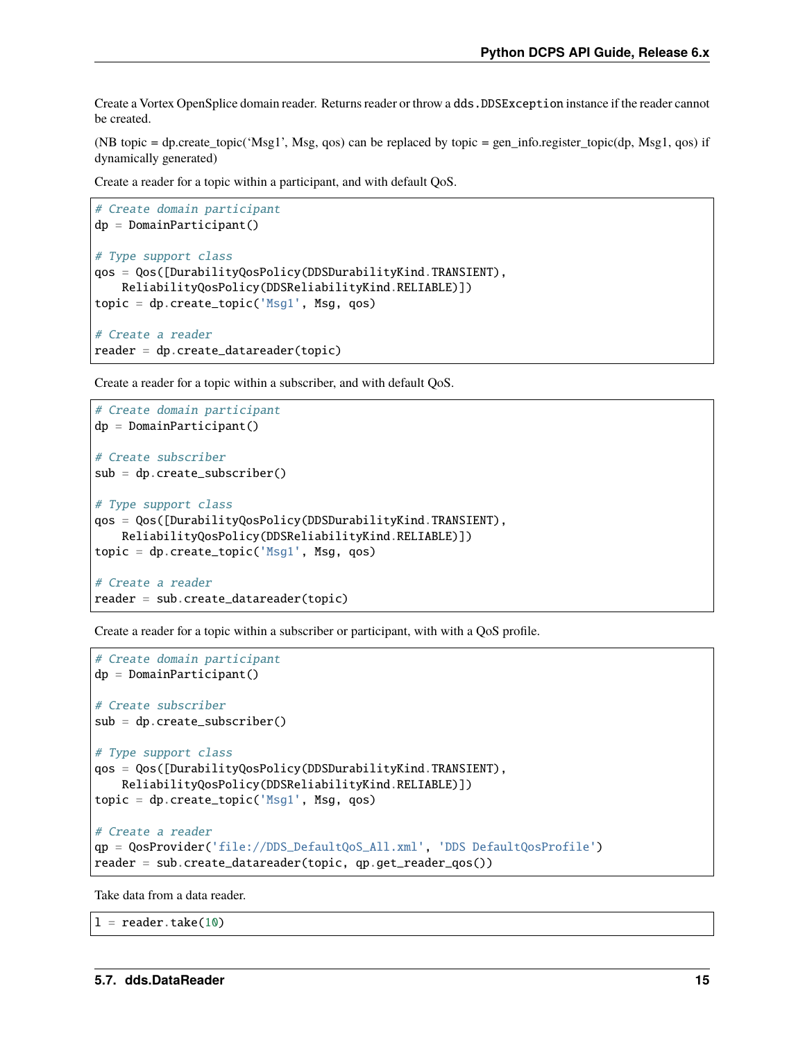Create a Vortex OpenSplice domain reader. Returns reader or throw a `dds.DDSException` instance if the reader cannot be created.

(NB topic = dp.create_topic('Msg1', Msg, qos) can be replaced by topic = gen_info.register_topic(dp, Msg1, qos) if dynamically generated)

Create a reader for a topic within a participant, and with default QoS.

```
# Create domain participant
dp = DomainParticipant()

# Type support class
qos = Qos([DurabilityQosPolicy(DDSDurabilityKind.TRANSIENT),
    ReliabilityQosPolicy(DDSReliabilityKind.RELIABLE)])
topic = dp.create_topic('Msg1', Msg, qos)

# Create a reader
reader = dp.create_datareader(topic)
```

Create a reader for a topic within a subscriber, and with default QoS.

```
# Create domain participant
dp = DomainParticipant()

# Create subscriber
sub = dp.create_subscriber()

# Type support class
qos = Qos([DurabilityQosPolicy(DDSDurabilityKind.TRANSIENT),
    ReliabilityQosPolicy(DDSReliabilityKind.RELIABLE)])
topic = dp.create_topic('Msg1', Msg, qos)

# Create a reader
reader = sub.create_datareader(topic)
```

Create a reader for a topic within a subscriber or participant, with with a QoS profile.

```
# Create domain participant
dp = DomainParticipant()

# Create subscriber
sub = dp.create_subscriber()

# Type support class
qos = Qos([DurabilityQosPolicy(DDSDurabilityKind.TRANSIENT),
    ReliabilityQosPolicy(DDSReliabilityKind.RELIABLE)])
topic = dp.create_topic('Msg1', Msg, qos)

# Create a reader
qp = QosProvider('file://DDS_DefaultQoS_All.xml', 'DDS DefaultQosProfile')
reader = sub.create_datareader(topic, qp.get_reader_qos())
```

Take data from a data reader.

```
l = reader.take(10)
```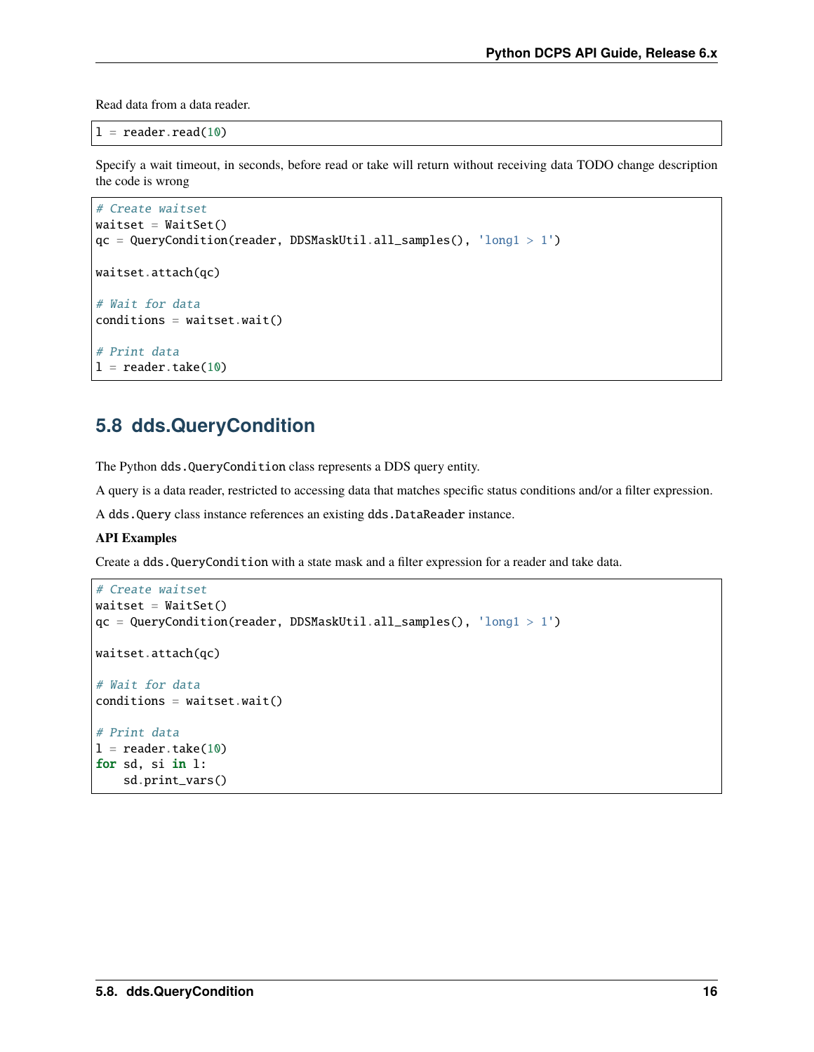Read data from a data reader.

```
l = reader.read(10)
```

Specify a wait timeout, in seconds, before read or take will return without receiving data TODO change description the code is wrong

```
# Create waitset
waitset = WaitSet()
qc = QueryCondition(reader, DDSMaskUtil.all_samples(), 'long1 > 1')

waitset.attach(qc)

# Wait for data
conditions = waitset.wait()

# Print data
l = reader.take(10)
```

## 5.8 dds.QueryCondition

The Python `dds.QueryCondition` class represents a DDS query entity.

A query is a data reader, restricted to accessing data that matches specific status conditions and/or a filter expression.

A `dds.Query` class instance references an existing `dds.DataReader` instance.

**API Examples**

Create a `dds.QueryCondition` with a state mask and a filter expression for a reader and take data.

```
# Create waitset
waitset = WaitSet()
qc = QueryCondition(reader, DDSMaskUtil.all_samples(), 'long1 > 1')

waitset.attach(qc)

# Wait for data
conditions = waitset.wait()

# Print data
l = reader.take(10)
for sd, si in l:
    sd.print_vars()
```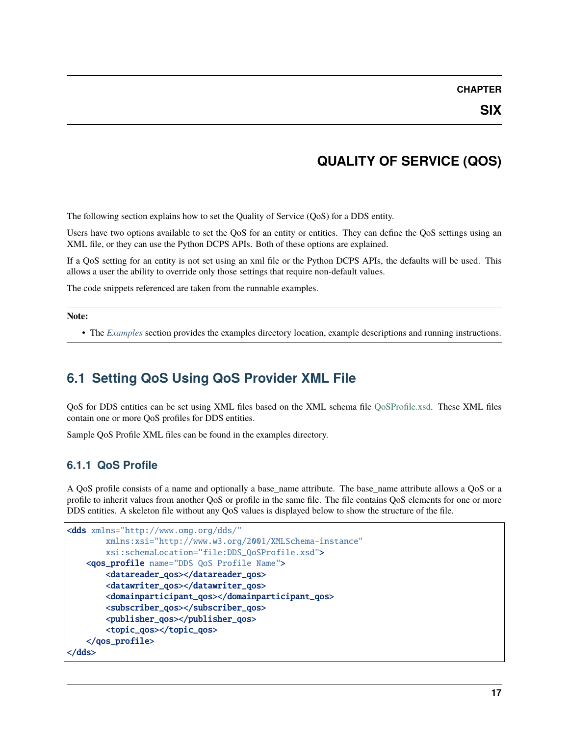# CHAPTER SIX

# QUALITY OF SERVICE (QOS)

The following section explains how to set the Quality of Service (QoS) for a DDS entity.

Users have two options available to set the QoS for an entity or entities. They can define the QoS settings using an XML file, or they can use the Python DCPS APIs. Both of these options are explained.

If a QoS setting for an entity is not set using an xml file or the Python DCPS APIs, the defaults will be used. This allows a user the ability to override only those settings that require non-default values.

The code snippets referenced are taken from the runnable examples.

**Note:**

- The *Examples* section provides the examples directory location, example descriptions and running instructions.

## 6.1 Setting QoS Using QoS Provider XML File

QoS for DDS entities can be set using XML files based on the XML schema file QoSProfile.xsd. These XML files contain one or more QoS profiles for DDS entities.

Sample QoS Profile XML files can be found in the examples directory.

### 6.1.1 QoS Profile

A QoS profile consists of a name and optionally a base_name attribute. The base_name attribute allows a QoS or a profile to inherit values from another QoS or profile in the same file. The file contains QoS elements for one or more DDS entities. A skeleton file without any QoS values is displayed below to show the structure of the file.

```
<dds xmlns="http://www.omg.org/dds/"
        xmlns:xsi="http://www.w3.org/2001/XMLSchema-instance"
        xsi:schemaLocation="file:DDS_QoSProfile.xsd">
    <qos_profile name="DDS QoS Profile Name">
        <datareader_qos></datareader_qos>
        <datawriter_qos></datawriter_qos>
        <domainparticipant_qos></domainparticipant_qos>
        <subscriber_qos></subscriber_qos>
        <publisher_qos></publisher_qos>
        <topic_qos></topic_qos>
    </qos_profile>
</dds>
```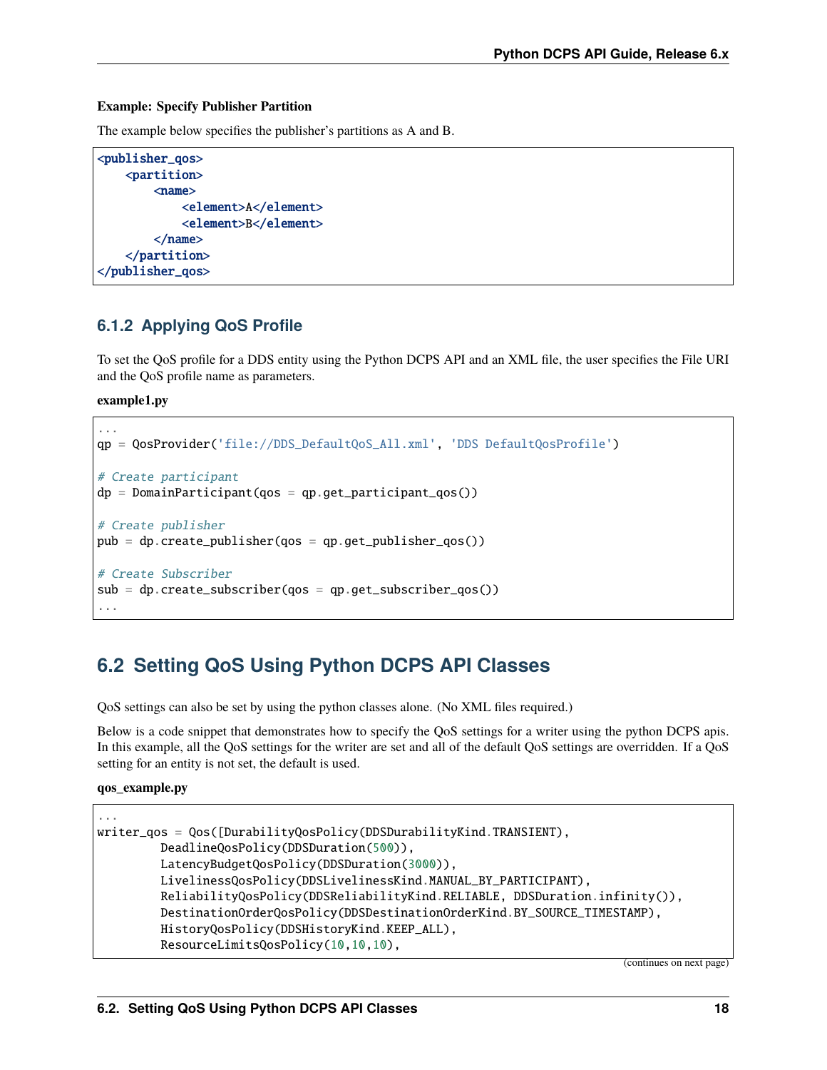**Example: Specify Publisher Partition**

The example below specifies the publisher's partitions as A and B.

```
<publisher_qos>
    <partition>
        <name>
            <element>A</element>
            <element>B</element>
        </name>
    </partition>
</publisher_qos>
```

### 6.1.2 Applying QoS Profile

To set the QoS profile for a DDS entity using the Python DCPS API and an XML file, the user specifies the File URI and the QoS profile name as parameters.

**example1.py**

```
...
qp = QosProvider('file://DDS_DefaultQoS_All.xml', 'DDS DefaultQosProfile')

# Create participant
dp = DomainParticipant(qos = qp.get_participant_qos())

# Create publisher
pub = dp.create_publisher(qos = qp.get_publisher_qos())

# Create Subscriber
sub = dp.create_subscriber(qos = qp.get_subscriber_qos())
...
```

## 6.2 Setting QoS Using Python DCPS API Classes

QoS settings can also be set by using the python classes alone. (No XML files required.)

Below is a code snippet that demonstrates how to specify the QoS settings for a writer using the python DCPS apis. In this example, all the QoS settings for the writer are set and all of the default QoS settings are overridden. If a QoS setting for an entity is not set, the default is used.

**qos_example.py**

```
...
writer_qos = Qos([DurabilityQosPolicy(DDSDurabilityKind.TRANSIENT),
         DeadlineQosPolicy(DDSDuration(500)),
         LatencyBudgetQosPolicy(DDSDuration(3000)),
         LivelinessQosPolicy(DDSLivelinessKind.MANUAL_BY_PARTICIPANT),
         ReliabilityQosPolicy(DDSReliabilityKind.RELIABLE, DDSDuration.infinity()),
         DestinationOrderQosPolicy(DDSDestinationOrderKind.BY_SOURCE_TIMESTAMP),
         HistoryQosPolicy(DDSHistoryKind.KEEP_ALL),
         ResourceLimitsQosPolicy(10,10,10),
```

(continues on next page)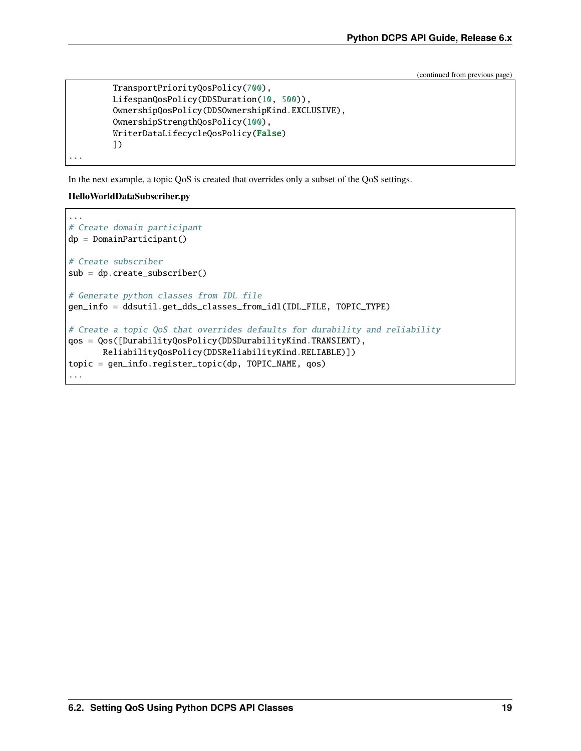(continued from previous page)

```
        TransportPriorityQosPolicy(700),
        LifespanQosPolicy(DDSDuration(10, 500)),
        OwnershipQosPolicy(DDSOwnershipKind.EXCLUSIVE),
        OwnershipStrengthQosPolicy(100),
        WriterDataLifecycleQosPolicy(False)
        ])
...
```

In the next example, a topic QoS is created that overrides only a subset of the QoS settings.

**HelloWorldDataSubscriber.py**

```
...
# Create domain participant
dp = DomainParticipant()

# Create subscriber
sub = dp.create_subscriber()

# Generate python classes from IDL file
gen_info = ddsutil.get_dds_classes_from_idl(IDL_FILE, TOPIC_TYPE)

# Create a topic QoS that overrides defaults for durability and reliability
qos = Qos([DurabilityQosPolicy(DDSDurabilityKind.TRANSIENT),
       ReliabilityQosPolicy(DDSReliabilityKind.RELIABLE)])
topic = gen_info.register_topic(dp, TOPIC_NAME, qos)
...
```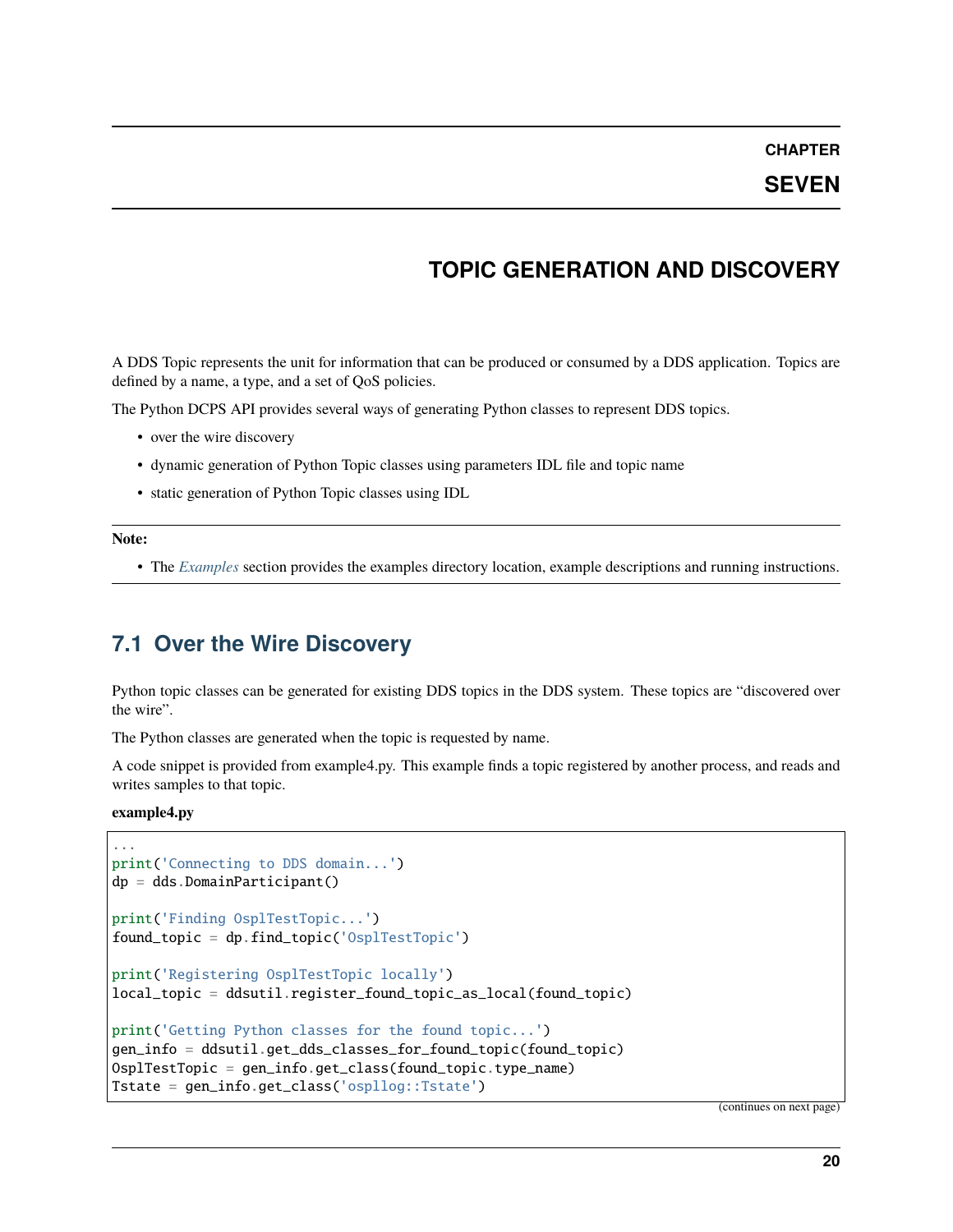# CHAPTER SEVEN

# TOPIC GENERATION AND DISCOVERY

A DDS Topic represents the unit for information that can be produced or consumed by a DDS application. Topics are defined by a name, a type, and a set of QoS policies.

The Python DCPS API provides several ways of generating Python classes to represent DDS topics.

- over the wire discovery
- dynamic generation of Python Topic classes using parameters IDL file and topic name
- static generation of Python Topic classes using IDL

**Note:**

- The *Examples* section provides the examples directory location, example descriptions and running instructions.

## 7.1 Over the Wire Discovery

Python topic classes can be generated for existing DDS topics in the DDS system. These topics are "discovered over the wire".

The Python classes are generated when the topic is requested by name.

A code snippet is provided from example4.py. This example finds a topic registered by another process, and reads and writes samples to that topic.

**example4.py**

```
...
print('Connecting to DDS domain...')
dp = dds.DomainParticipant()

print('Finding OsplTestTopic...')
found_topic = dp.find_topic('OsplTestTopic')

print('Registering OsplTestTopic locally')
local_topic = ddsutil.register_found_topic_as_local(found_topic)

print('Getting Python classes for the found topic...')
gen_info = ddsutil.get_dds_classes_for_found_topic(found_topic)
OsplTestTopic = gen_info.get_class(found_topic.type_name)
Tstate = gen_info.get_class('ospllog::Tstate')
```

(continues on next page)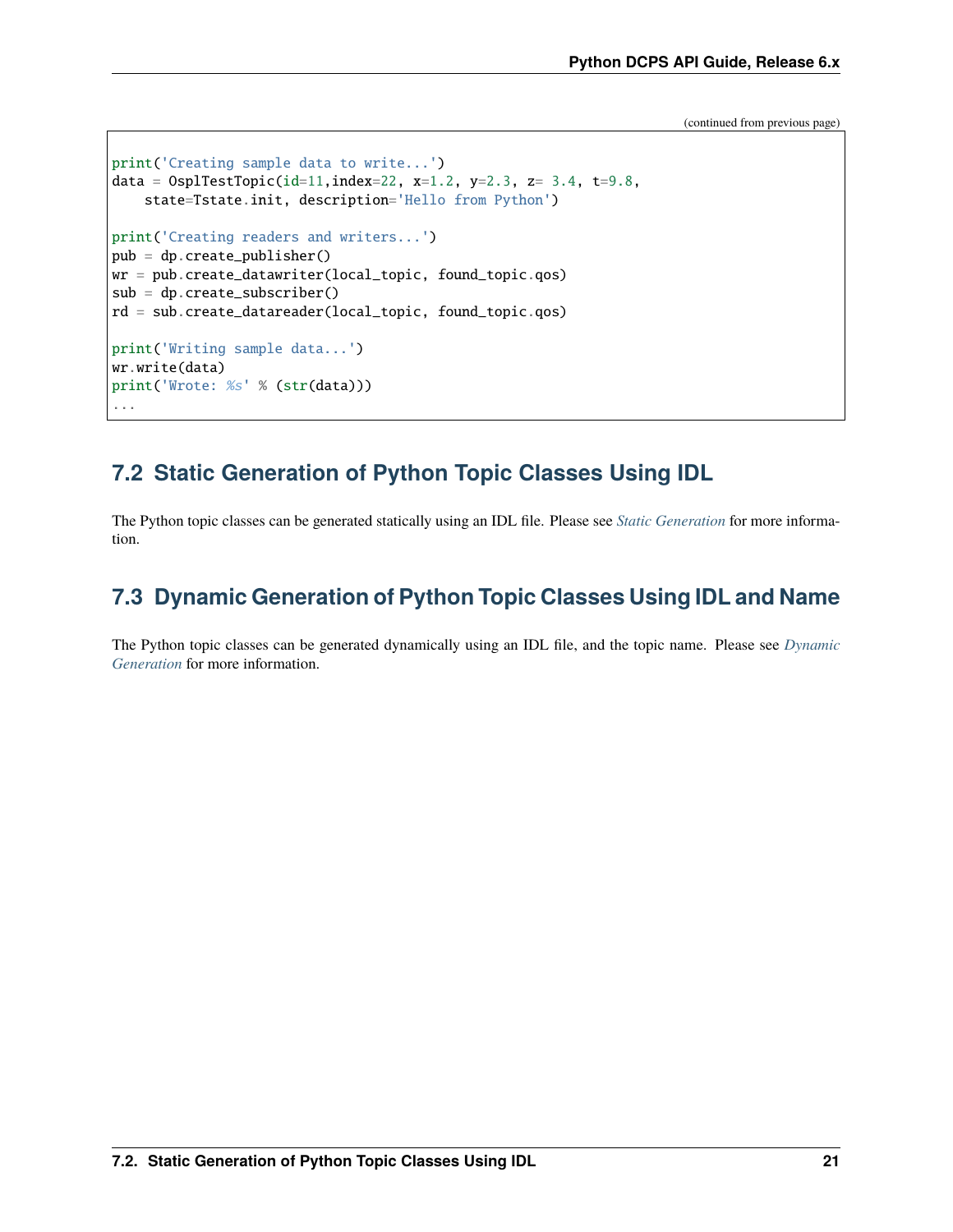(continued from previous page)

```
print('Creating sample data to write...')
data = OsplTestTopic(id=11,index=22, x=1.2, y=2.3, z= 3.4, t=9.8,
    state=Tstate.init, description='Hello from Python')

print('Creating readers and writers...')
pub = dp.create_publisher()
wr = pub.create_datawriter(local_topic, found_topic.qos)
sub = dp.create_subscriber()
rd = sub.create_datareader(local_topic, found_topic.qos)

print('Writing sample data...')
wr.write(data)
print('Wrote: %s' % (str(data)))
...
```

## 7.2 Static Generation of Python Topic Classes Using IDL

The Python topic classes can be generated statically using an IDL file. Please see *Static Generation* for more information.

## 7.3 Dynamic Generation of Python Topic Classes Using IDL and Name

The Python topic classes can be generated dynamically using an IDL file, and the topic name. Please see *Dynamic Generation* for more information.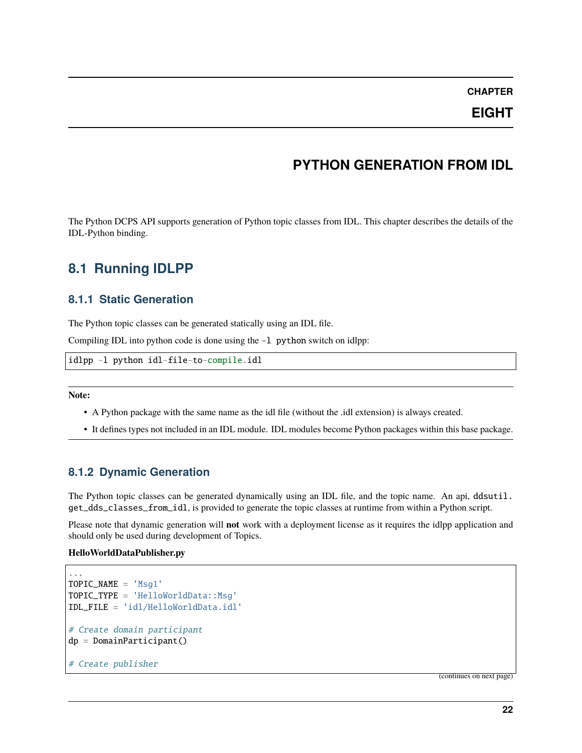# CHAPTER EIGHT

# PYTHON GENERATION FROM IDL

The Python DCPS API supports generation of Python topic classes from IDL. This chapter describes the details of the IDL-Python binding.

## 8.1 Running IDLPP

### 8.1.1 Static Generation

The Python topic classes can be generated statically using an IDL file.

Compiling IDL into python code is done using the `-l python` switch on idlpp:

```
idlpp -l python idl-file-to-compile.idl
```

**Note:**

- A Python package with the same name as the idl file (without the .idl extension) is always created.
- It defines types not included in an IDL module. IDL modules become Python packages within this base package.

### 8.1.2 Dynamic Generation

The Python topic classes can be generated dynamically using an IDL file, and the topic name. An api, `ddsutil.get_dds_classes_from_idl`, is provided to generate the topic classes at runtime from within a Python script.

Please note that dynamic generation will **not** work with a deployment license as it requires the idlpp application and should only be used during development of Topics.

**HelloWorldDataPublisher.py**

```
...
TOPIC_NAME = 'Msg1'
TOPIC_TYPE = 'HelloWorldData::Msg'
IDL_FILE = 'idl/HelloWorldData.idl'

# Create domain participant
dp = DomainParticipant()

# Create publisher
```

(continues on next page)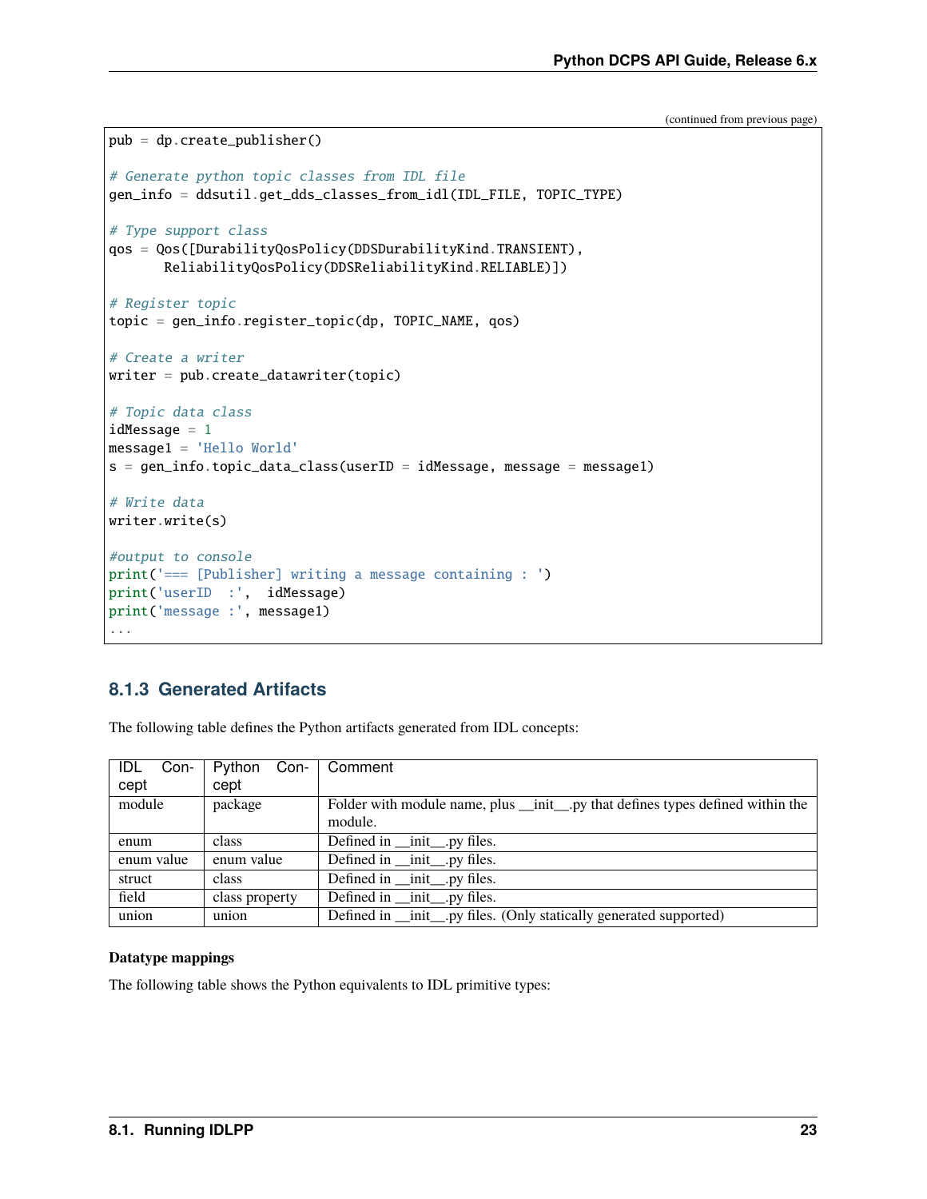(continued from previous page)

```
pub = dp.create_publisher()

# Generate python topic classes from IDL file
gen_info = ddsutil.get_dds_classes_from_idl(IDL_FILE, TOPIC_TYPE)

# Type support class
qos = Qos([DurabilityQosPolicy(DDSDurabilityKind.TRANSIENT),
       ReliabilityQosPolicy(DDSReliabilityKind.RELIABLE)])

# Register topic
topic = gen_info.register_topic(dp, TOPIC_NAME, qos)

# Create a writer
writer = pub.create_datawriter(topic)

# Topic data class
idMessage = 1
message1 = 'Hello World'
s = gen_info.topic_data_class(userID = idMessage, message = message1)

# Write data
writer.write(s)

#output to console
print('=== [Publisher] writing a message containing : ')
print('userID  :',  idMessage)
print('message :', message1)
...
```

### 8.1.3 Generated Artifacts

The following table defines the Python artifacts generated from IDL concepts:

| IDL Concept | Python Concept | Comment |
|---|---|---|
| module | package | Folder with module name, plus __init__.py that defines types defined within the module. |
| enum | class | Defined in __init__.py files. |
| enum value | enum value | Defined in __init__.py files. |
| struct | class | Defined in __init__.py files. |
| field | class property | Defined in __init__.py files. |
| union | union | Defined in __init__.py files. (Only statically generated supported) |

**Datatype mappings**

The following table shows the Python equivalents to IDL primitive types: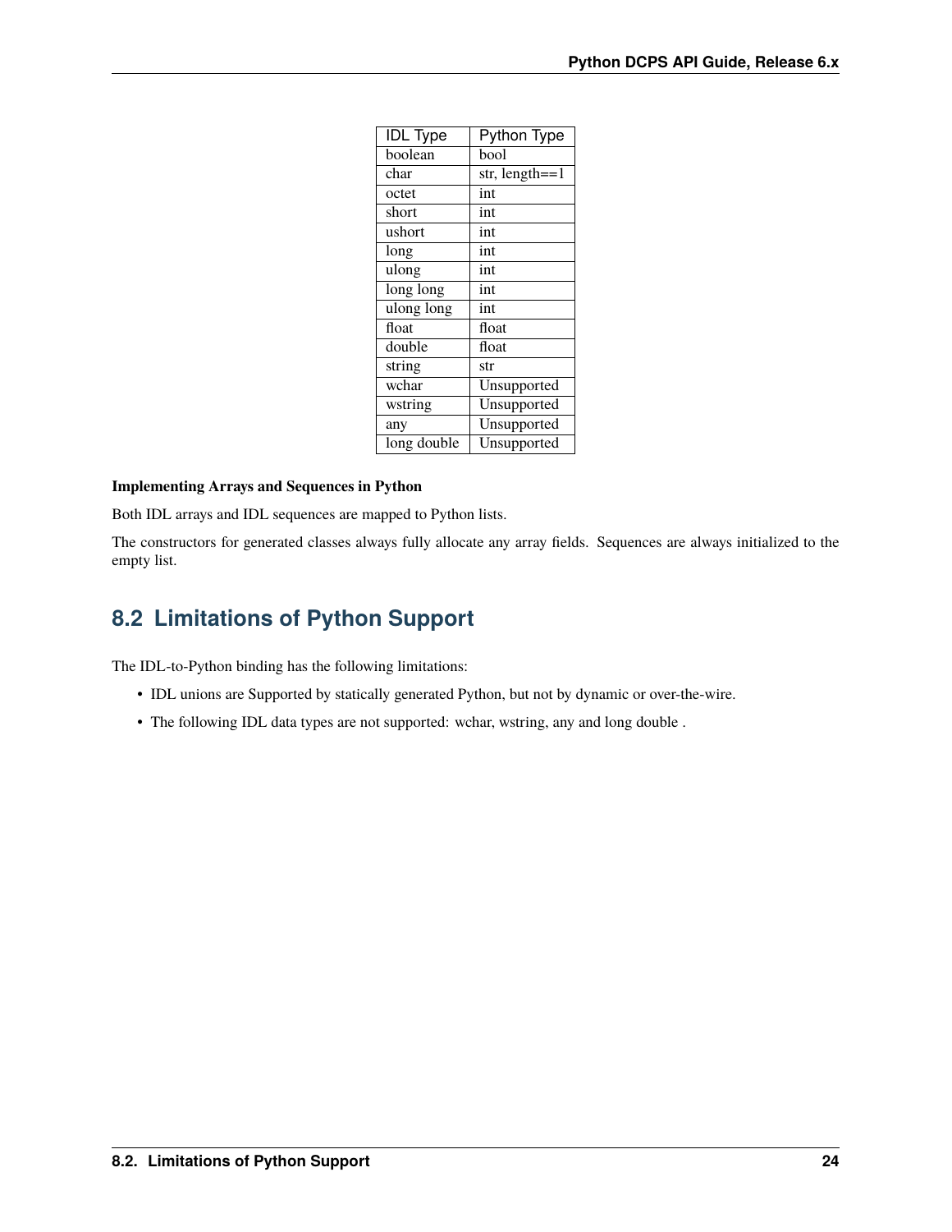| IDL Type | Python Type |
| --- | --- |
| boolean | bool |
| char | str, length==1 |
| octet | int |
| short | int |
| ushort | int |
| long | int |
| ulong | int |
| long long | int |
| ulong long | int |
| float | float |
| double | float |
| string | str |
| wchar | Unsupported |
| wstring | Unsupported |
| any | Unsupported |
| long double | Unsupported |

**Implementing Arrays and Sequences in Python**

Both IDL arrays and IDL sequences are mapped to Python lists.

The constructors for generated classes always fully allocate any array fields. Sequences are always initialized to the empty list.

## 8.2 Limitations of Python Support

The IDL-to-Python binding has the following limitations:

- IDL unions are Supported by statically generated Python, but not by dynamic or over-the-wire.
- The following IDL data types are not supported: wchar, wstring, any and long double .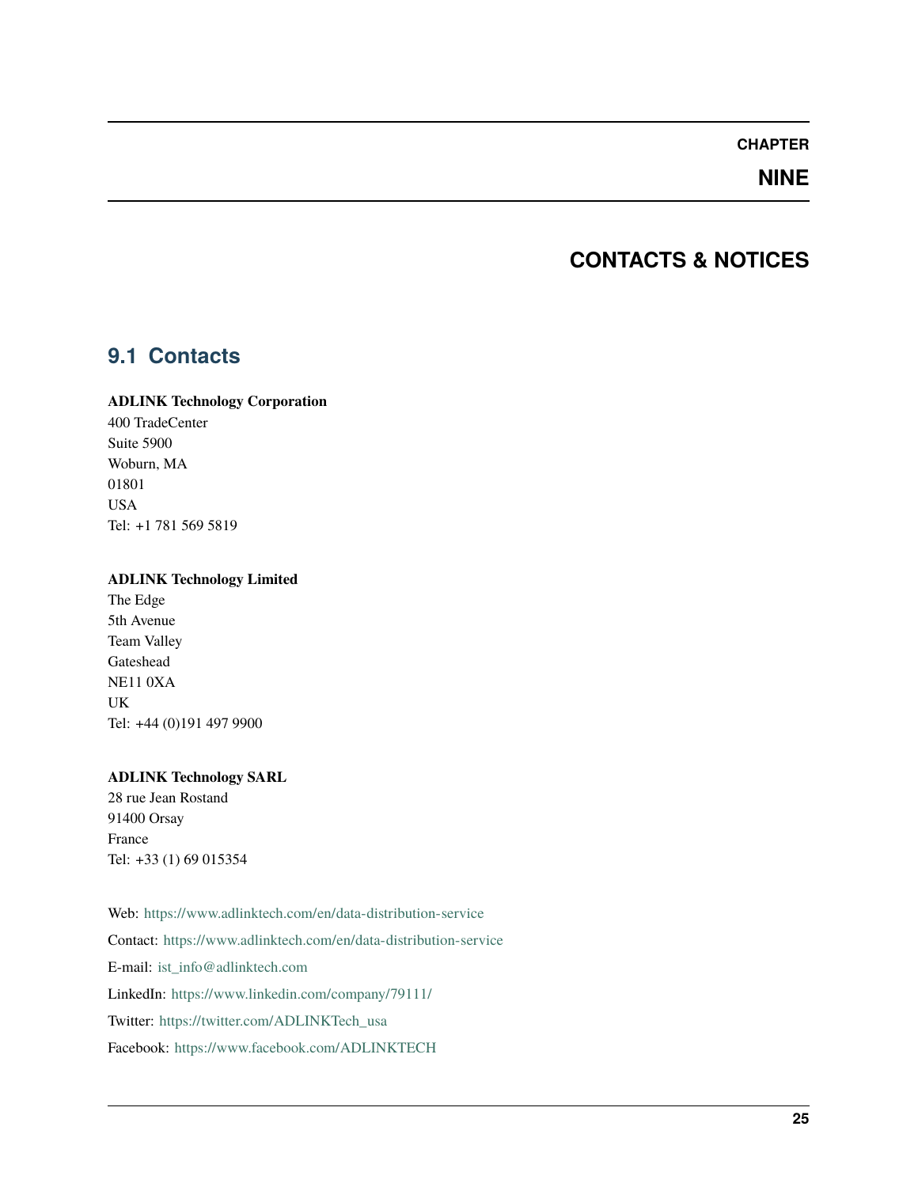# CHAPTER NINE

# CONTACTS & NOTICES

## 9.1 Contacts

**ADLINK Technology Corporation**
400 TradeCenter
Suite 5900
Woburn, MA
01801
USA
Tel: +1 781 569 5819

**ADLINK Technology Limited**
The Edge
5th Avenue
Team Valley
Gateshead
NE11 0XA
UK
Tel: +44 (0)191 497 9900

**ADLINK Technology SARL**
28 rue Jean Rostand
91400 Orsay
France
Tel: +33 (1) 69 015354

Web: https://www.adlinktech.com/en/data-distribution-service

Contact: https://www.adlinktech.com/en/data-distribution-service

E-mail: ist_info@adlinktech.com

LinkedIn: https://www.linkedin.com/company/79111/

Twitter: https://twitter.com/ADLINKTech_usa

Facebook: https://www.facebook.com/ADLINKTECH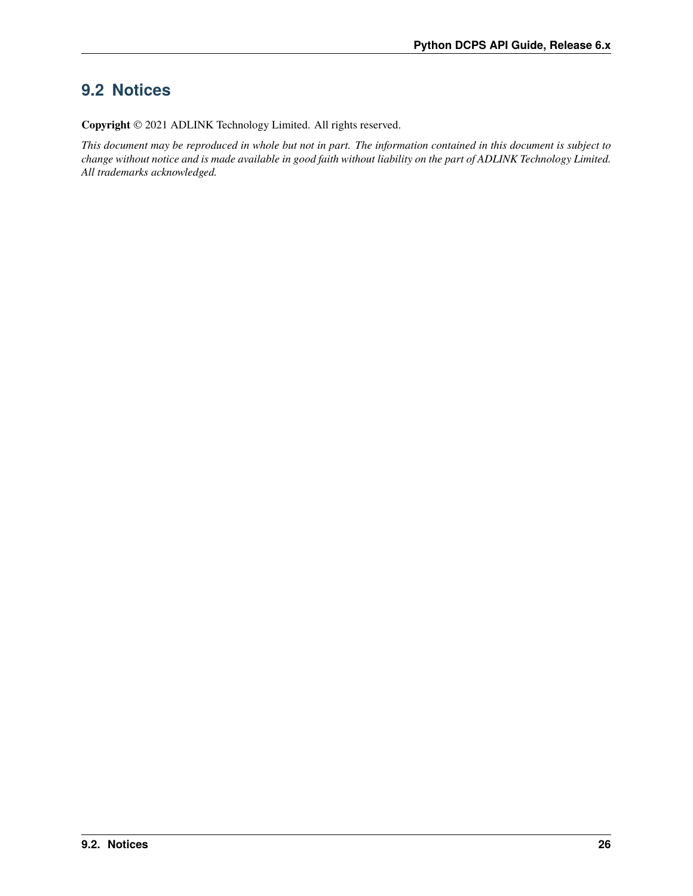## 9.2 Notices

**Copyright** © 2021 ADLINK Technology Limited. All rights reserved.

*This document may be reproduced in whole but not in part. The information contained in this document is subject to change without notice and is made available in good faith without liability on the part of ADLINK Technology Limited. All trademarks acknowledged.*